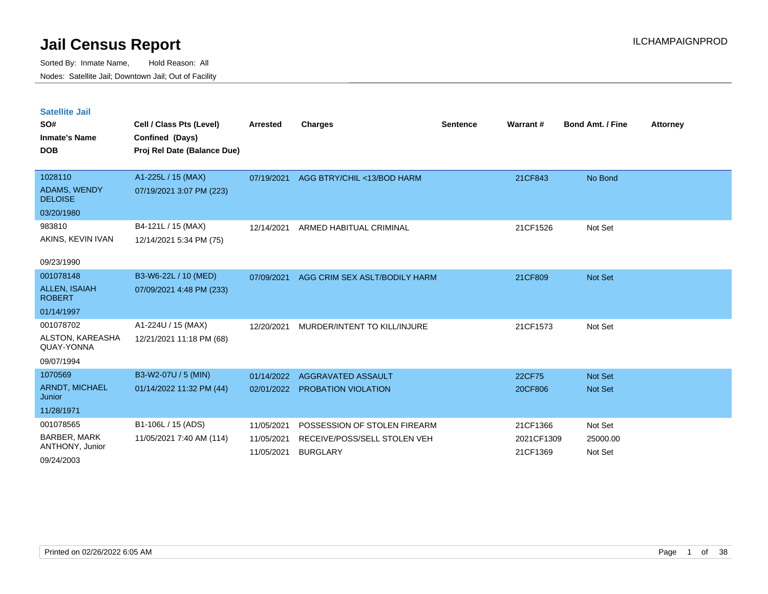# Jail Census Report

Sorted By: Inmate Name, Hold Reason: All

Nodes: Satellite Jail; Downtown Jail; Out of Facility

## Satellite Jail

| SO# / Inmate's Name / DOB | Cell / Class Pts (Level) / Confined (Days) / Proj Rel Date (Balance Due) | Arrested | Charges | Sentence | Warrant # | Bond Amt. / Fine | Attorney |
|---|---|---|---|---|---|---|---|
| 1028110 ADAMS, WENDY DELOISE 03/20/1980 | A1-225L / 15 (MAX) 07/19/2021 3:07 PM (223) | 07/19/2021 | AGG BTRY/CHIL <13/BOD HARM | | 21CF843 | No Bond | |
| 983810 AKINS, KEVIN IVAN 09/23/1990 | B4-121L / 15 (MAX) 12/14/2021 5:34 PM (75) | 12/14/2021 | ARMED HABITUAL CRIMINAL | | 21CF1526 | Not Set | |
| 001078148 ALLEN, ISAIAH ROBERT 01/14/1997 | B3-W6-22L / 10 (MED) 07/09/2021 4:48 PM (233) | 07/09/2021 | AGG CRIM SEX ASLT/BODILY HARM | | 21CF809 | Not Set | |
| 001078702 ALSTON, KAREASHA QUAY-YONNA 09/07/1994 | A1-224U / 15 (MAX) 12/21/2021 11:18 PM (68) | 12/20/2021 | MURDER/INTENT TO KILL/INJURE | | 21CF1573 | Not Set | |
| 1070569 ARNDT, MICHAEL Junior 11/28/1971 | B3-W2-07U / 5 (MIN) 01/14/2022 11:32 PM (44) | 01/14/2022 | AGGRAVATED ASSAULT | | 22CF75 | Not Set | |
| | | 02/01/2022 | PROBATION VIOLATION | | 20CF806 | Not Set | |
| 001078565 BARBER, MARK ANTHONY, Junior 09/24/2003 | B1-106L / 15 (ADS) 11/05/2021 7:40 AM (114) | 11/05/2021 | POSSESSION OF STOLEN FIREARM | | 21CF1366 | Not Set | |
| | | 11/05/2021 | RECEIVE/POSS/SELL STOLEN VEH | | 2021CF1309 | 25000.00 | |
| | | 11/05/2021 | BURGLARY | | 21CF1369 | Not Set | |

Printed on 02/26/2022 6:05 AM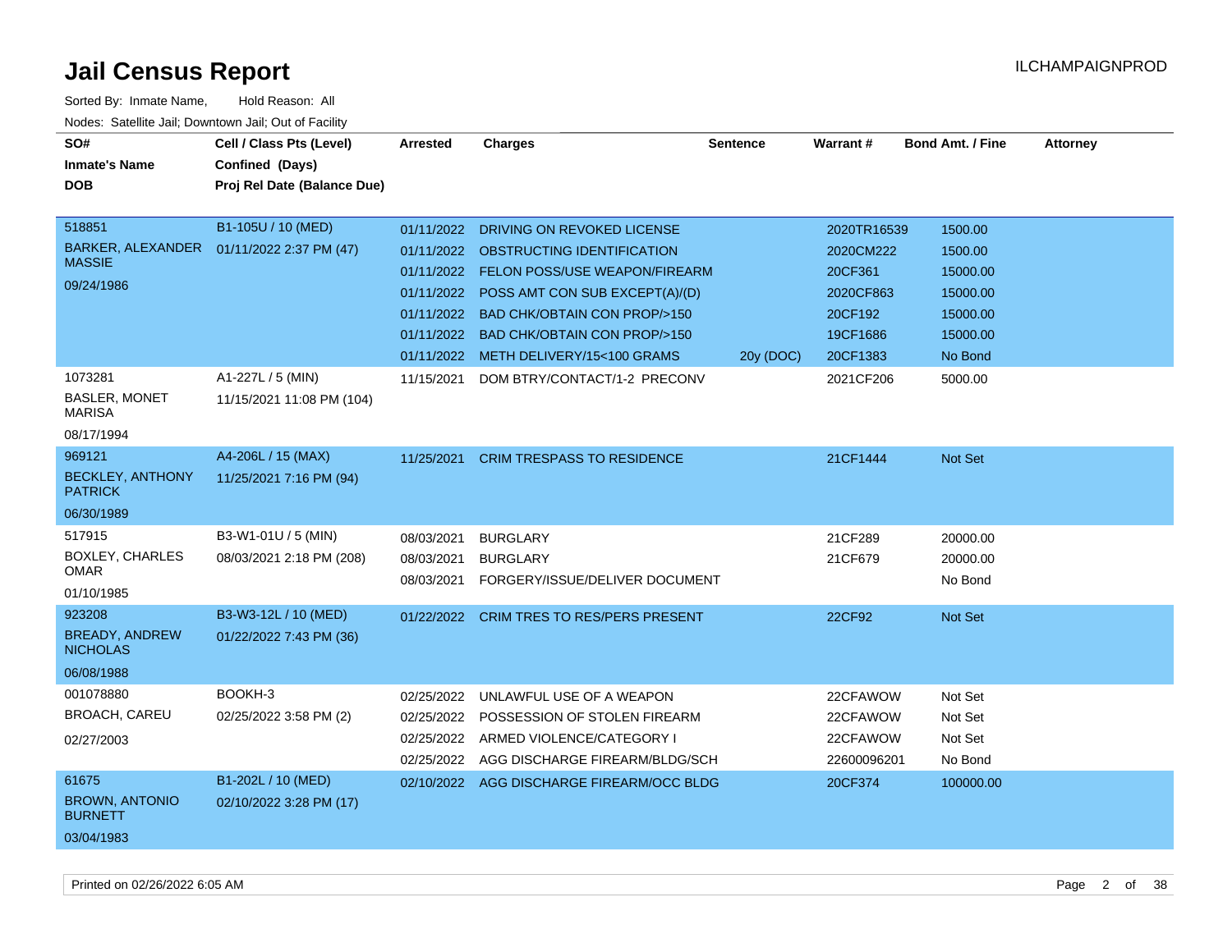# Jail Census Report

ILCHAMPAIGNPROD

Sorted By: Inmate Name, Hold Reason: All

Nodes: Satellite Jail; Downtown Jail; Out of Facility

| SO# / Inmate's Name / DOB | Cell / Class Pts (Level) / Confined (Days) / Proj Rel Date (Balance Due) | Arrested | Charges | Sentence | Warrant # | Bond Amt. / Fine | Attorney |
|---|---|---|---|---|---|---|---|
| 518851<br>BARKER, ALEXANDER MASSIE<br>09/24/1986 | B1-105U / 10 (MED)<br>01/11/2022 2:37 PM (47) | 01/11/2022 | DRIVING ON REVOKED LICENSE | | 2020TR16539 | 1500.00 | |
| | | 01/11/2022 | OBSTRUCTING IDENTIFICATION | | 2020CM222 | 1500.00 | |
| | | 01/11/2022 | FELON POSS/USE WEAPON/FIREARM | | 20CF361 | 15000.00 | |
| | | 01/11/2022 | POSS AMT CON SUB EXCEPT(A)/(D) | | 2020CF863 | 15000.00 | |
| | | 01/11/2022 | BAD CHK/OBTAIN CON PROP/>150 | | 20CF192 | 15000.00 | |
| | | 01/11/2022 | BAD CHK/OBTAIN CON PROP/>150 | | 19CF1686 | 15000.00 | |
| | | 01/11/2022 | METH DELIVERY/15<100 GRAMS | 20y (DOC) | 20CF1383 | No Bond | |
| 1073281<br>BASLER, MONET MARISA<br>08/17/1994 | A1-227L / 5 (MIN)<br>11/15/2021 11:08 PM (104) | 11/15/2021 | DOM BTRY/CONTACT/1-2 PRECONV | | 2021CF206 | 5000.00 | |
| 969121<br>BECKLEY, ANTHONY PATRICK<br>06/30/1989 | A4-206L / 15 (MAX)<br>11/25/2021 7:16 PM (94) | 11/25/2021 | CRIM TRESPASS TO RESIDENCE | | 21CF1444 | Not Set | |
| 517915<br>BOXLEY, CHARLES OMAR<br>01/10/1985 | B3-W1-01U / 5 (MIN)<br>08/03/2021 2:18 PM (208) | 08/03/2021 | BURGLARY | | 21CF289 | 20000.00 | |
| | | 08/03/2021 | BURGLARY | | 21CF679 | 20000.00 | |
| | | 08/03/2021 | FORGERY/ISSUE/DELIVER DOCUMENT | | | No Bond | |
| 923208<br>BREADY, ANDREW NICHOLAS<br>06/08/1988 | B3-W3-12L / 10 (MED)<br>01/22/2022 7:43 PM (36) | 01/22/2022 | CRIM TRES TO RES/PERS PRESENT | | 22CF92 | Not Set | |
| 001078880<br>BROACH, CAREU<br>02/27/2003 | BOOKH-3<br>02/25/2022 3:58 PM (2) | 02/25/2022 | UNLAWFUL USE OF A WEAPON | | 22CFAWOW | Not Set | |
| | | 02/25/2022 | POSSESSION OF STOLEN FIREARM | | 22CFAWOW | Not Set | |
| | | 02/25/2022 | ARMED VIOLENCE/CATEGORY I | | 22CFAWOW | Not Set | |
| | | 02/25/2022 | AGG DISCHARGE FIREARM/BLDG/SCH | | 22600096201 | No Bond | |
| 61675<br>BROWN, ANTONIO BURNETT<br>03/04/1983 | B1-202L / 10 (MED)<br>02/10/2022 3:28 PM (17) | 02/10/2022 | AGG DISCHARGE FIREARM/OCC BLDG | | 20CF374 | 100000.00 | |

Printed on 02/26/2022 6:05 AM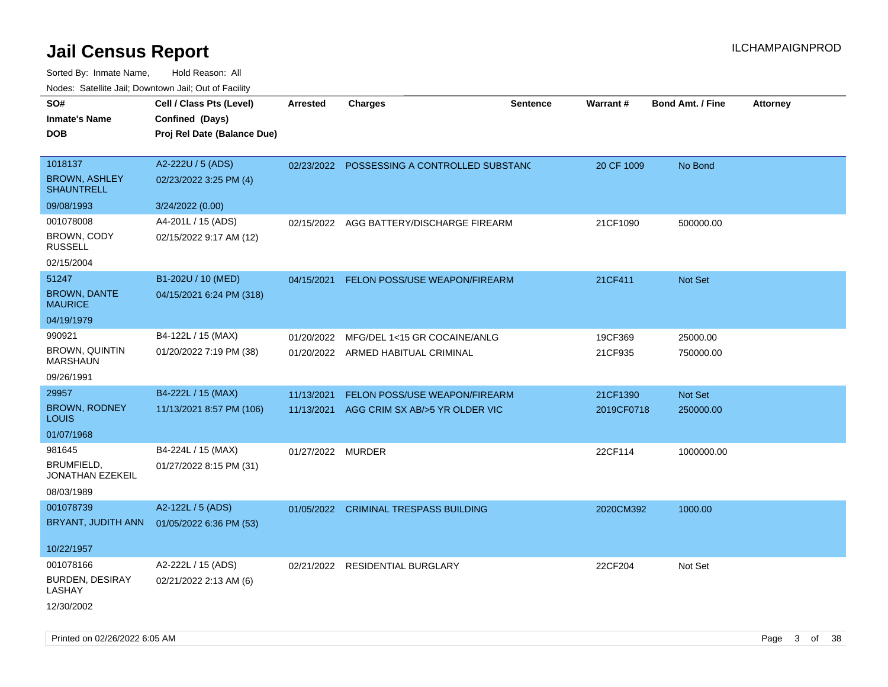# Jail Census Report

ILCHAMPAIGNPROD

Sorted By: Inmate Name, Hold Reason: All

Nodes: Satellite Jail; Downtown Jail; Out of Facility

| SO# / Inmate's Name / DOB | Cell / Class Pts (Level) / Confined (Days) / Proj Rel Date (Balance Due) | Arrested | Charges | Sentence | Warrant # | Bond Amt. / Fine | Attorney |
|---|---|---|---|---|---|---|---|
| 1018137<br>BROWN, ASHLEY SHAUNTRELL<br>09/08/1993 | A2-222U / 5 (ADS)<br>02/23/2022 3:25 PM (4)<br>3/24/2022 (0.00) | 02/23/2022 | POSSESSING A CONTROLLED SUBSTANC | | 20 CF 1009 | No Bond | |
| 001078008<br>BROWN, CODY RUSSELL<br>02/15/2004 | A4-201L / 15 (ADS)<br>02/15/2022 9:17 AM (12) | 02/15/2022 | AGG BATTERY/DISCHARGE FIREARM | | 21CF1090 | 500000.00 | |
| 51247<br>BROWN, DANTE MAURICE<br>04/19/1979 | B1-202U / 10 (MED)<br>04/15/2021 6:24 PM (318) | 04/15/2021 | FELON POSS/USE WEAPON/FIREARM | | 21CF411 | Not Set | |
| 990921<br>BROWN, QUINTIN MARSHAUN<br>09/26/1991 | B4-122L / 15 (MAX)<br>01/20/2022 7:19 PM (38) | 01/20/2022<br>01/20/2022 | MFG/DEL 1<15 GR COCAINE/ANLG<br>ARMED HABITUAL CRIMINAL | | 19CF369<br>21CF935 | 25000.00<br>750000.00 | |
| 29957<br>BROWN, RODNEY LOUIS<br>01/07/1968 | B4-222L / 15 (MAX)<br>11/13/2021 8:57 PM (106) | 11/13/2021<br>11/13/2021 | FELON POSS/USE WEAPON/FIREARM<br>AGG CRIM SX AB/>5 YR OLDER VIC | | 21CF1390<br>2019CF0718 | Not Set<br>250000.00 | |
| 981645<br>BRUMFIELD, JONATHAN EZEKEIL<br>08/03/1989 | B4-224L / 15 (MAX)<br>01/27/2022 8:15 PM (31) | 01/27/2022 | MURDER | | 22CF114 | 1000000.00 | |
| 001078739<br>BRYANT, JUDITH ANN<br>10/22/1957 | A2-122L / 5 (ADS)<br>01/05/2022 6:36 PM (53) | 01/05/2022 | CRIMINAL TRESPASS BUILDING | | 2020CM392 | 1000.00 | |
| 001078166<br>BURDEN, DESIRAY LASHAY<br>12/30/2002 | A2-222L / 15 (ADS)<br>02/21/2022 2:13 AM (6) | 02/21/2022 | RESIDENTIAL BURGLARY | | 22CF204 | Not Set | |

Printed on 02/26/2022 6:05 AM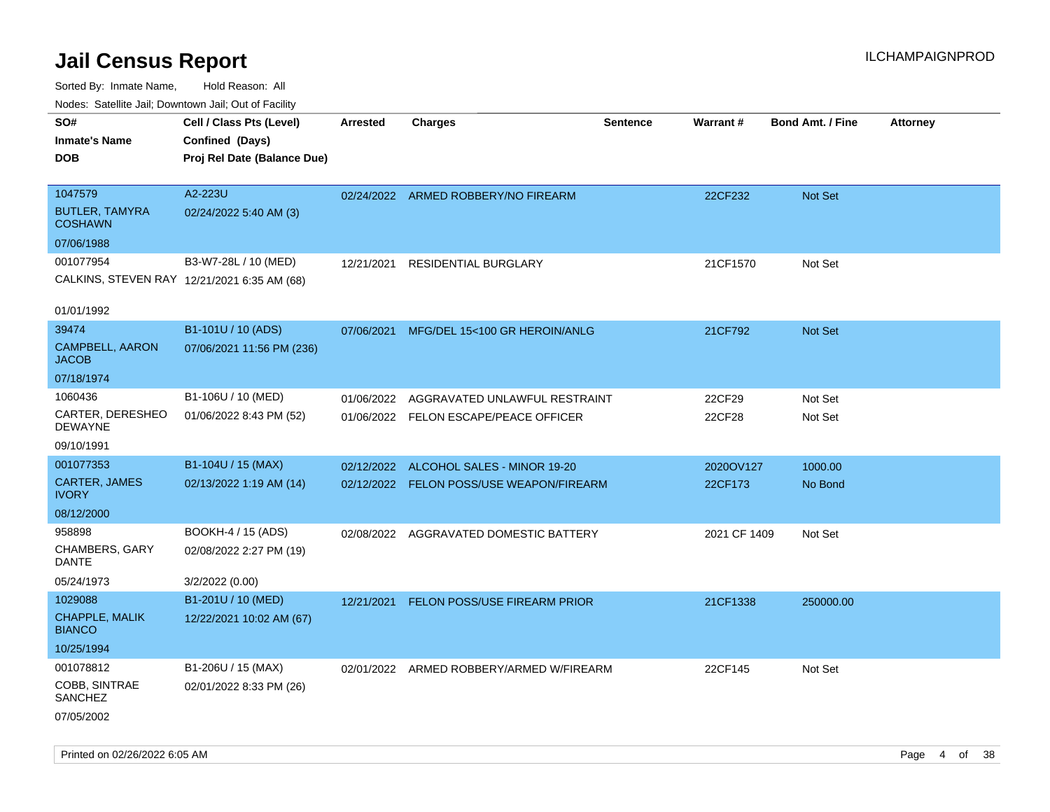# Jail Census Report

Sorted By: Inmate Name, Hold Reason: All

Nodes: Satellite Jail; Downtown Jail; Out of Facility

| SO# / Inmate's Name / DOB | Cell / Class Pts (Level) / Confined (Days) / Proj Rel Date (Balance Due) | Arrested | Charges | Sentence | Warrant # | Bond Amt. / Fine | Attorney |
|---|---|---|---|---|---|---|---|
| 1047579<br>BUTLER, TAMYRA COSHAWN<br>07/06/1988 | A2-223U<br>02/24/2022 5:40 AM (3) | 02/24/2022 | ARMED ROBBERY/NO FIREARM | | 22CF232 | Not Set | |
| 001077954<br>CALKINS, STEVEN RAY<br>01/01/1992 | B3-W7-28L / 10 (MED)<br>12/21/2021 6:35 AM (68) | 12/21/2021 | RESIDENTIAL BURGLARY | | 21CF1570 | Not Set | |
| 39474<br>CAMPBELL, AARON JACOB<br>07/18/1974 | B1-101U / 10 (ADS)<br>07/06/2021 11:56 PM (236) | 07/06/2021 | MFG/DEL 15<100 GR HEROIN/ANLG | | 21CF792 | Not Set | |
| 1060436<br>CARTER, DERESHEO DEWAYNE<br>09/10/1991 | B1-106U / 10 (MED)<br>01/06/2022 8:43 PM (52) | 01/06/2022<br>01/06/2022 | AGGRAVATED UNLAWFUL RESTRAINT<br>FELON ESCAPE/PEACE OFFICER | | 22CF29<br>22CF28 | Not Set<br>Not Set | |
| 001077353<br>CARTER, JAMES IVORY<br>08/12/2000 | B1-104U / 15 (MAX)<br>02/13/2022 1:19 AM (14) | 02/12/2022<br>02/12/2022 | ALCOHOL SALES - MINOR 19-20<br>FELON POSS/USE WEAPON/FIREARM | | 2020OV127<br>22CF173 | 1000.00<br>No Bond | |
| 958898<br>CHAMBERS, GARY DANTE<br>05/24/1973 | BOOKH-4 / 15 (ADS)<br>02/08/2022 2:27 PM (19)<br>3/2/2022 (0.00) | 02/08/2022 | AGGRAVATED DOMESTIC BATTERY | | 2021 CF 1409 | Not Set | |
| 1029088<br>CHAPPLE, MALIK BIANCO<br>10/25/1994 | B1-201U / 10 (MED)<br>12/22/2021 10:02 AM (67) | 12/21/2021 | FELON POSS/USE FIREARM PRIOR | | 21CF1338 | 250000.00 | |
| 001078812<br>COBB, SINTRAE SANCHEZ<br>07/05/2002 | B1-206U / 15 (MAX)<br>02/01/2022 8:33 PM (26) | 02/01/2022 | ARMED ROBBERY/ARMED W/FIREARM | | 22CF145 | Not Set | |

Printed on 02/26/2022 6:05 AM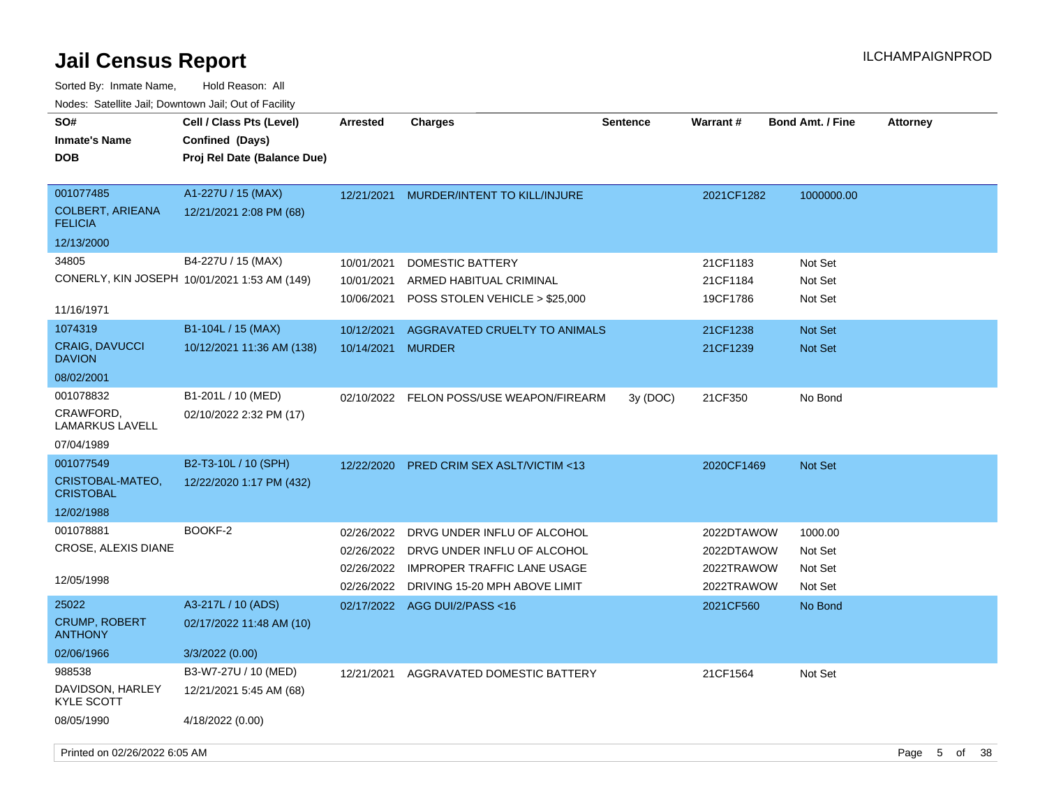# Jail Census Report

ILCHAMPAIGNPROD

Sorted By: Inmate Name, Hold Reason: All

Nodes: Satellite Jail; Downtown Jail; Out of Facility

| SO# / Inmate's Name / DOB | Cell / Class Pts (Level) / Confined (Days) / Proj Rel Date (Balance Due) | Arrested | Charges | Sentence | Warrant # | Bond Amt. / Fine | Attorney |
|---|---|---|---|---|---|---|---|
| 001077485<br>COLBERT, ARIEANA FELICIA<br>12/13/2000 | A1-227U / 15 (MAX)<br>12/21/2021 2:08 PM (68) | 12/21/2021 | MURDER/INTENT TO KILL/INJURE | | 2021CF1282 | 1000000.00 | |
| 34805<br>CONERLY, KIN JOSEPH<br>11/16/1971 | B4-227U / 15 (MAX)<br>10/01/2021 1:53 AM (149) | 10/01/2021 | DOMESTIC BATTERY | | 21CF1183 | Not Set | |
| | | 10/01/2021 | ARMED HABITUAL CRIMINAL | | 21CF1184 | Not Set | |
| | | 10/06/2021 | POSS STOLEN VEHICLE > $25,000 | | 19CF1786 | Not Set | |
| 1074319<br>CRAIG, DAVUCCI DAVION<br>08/02/2001 | B1-104L / 15 (MAX)<br>10/12/2021 11:36 AM (138) | 10/12/2021 | AGGRAVATED CRUELTY TO ANIMALS | | 21CF1238 | Not Set | |
| | | 10/14/2021 | MURDER | | 21CF1239 | Not Set | |
| 001078832<br>CRAWFORD, LAMARKUS LAVELL<br>07/04/1989 | B1-201L / 10 (MED)<br>02/10/2022 2:32 PM (17) | 02/10/2022 | FELON POSS/USE WEAPON/FIREARM | 3y (DOC) | 21CF350 | No Bond | |
| 001077549<br>CRISTOBAL-MATEO, CRISTOBAL<br>12/02/1988 | B2-T3-10L / 10 (SPH)<br>12/22/2020 1:17 PM (432) | 12/22/2020 | PRED CRIM SEX ASLT/VICTIM <13 | | 2020CF1469 | Not Set | |
| 001078881<br>CROSE, ALEXIS DIANE<br>12/05/1998 | BOOKF-2 | 02/26/2022 | DRVG UNDER INFLU OF ALCOHOL | | 2022DTAWOW | 1000.00 | |
| | | 02/26/2022 | DRVG UNDER INFLU OF ALCOHOL | | 2022DTAWOW | Not Set | |
| | | 02/26/2022 | IMPROPER TRAFFIC LANE USAGE | | 2022TRAWOW | Not Set | |
| | | 02/26/2022 | DRIVING 15-20 MPH ABOVE LIMIT | | 2022TRAWOW | Not Set | |
| 25022<br>CRUMP, ROBERT ANTHONY<br>02/06/1966 | A3-217L / 10 (ADS)<br>02/17/2022 11:48 AM (10)<br>3/3/2022 (0.00) | 02/17/2022 | AGG DUI/2/PASS <16 | | 2021CF560 | No Bond | |
| 988538<br>DAVIDSON, HARLEY KYLE SCOTT<br>08/05/1990 | B3-W7-27U / 10 (MED)<br>12/21/2021 5:45 AM (68)<br>4/18/2022 (0.00) | 12/21/2021 | AGGRAVATED DOMESTIC BATTERY | | 21CF1564 | Not Set | |

Printed on 02/26/2022 6:05 AM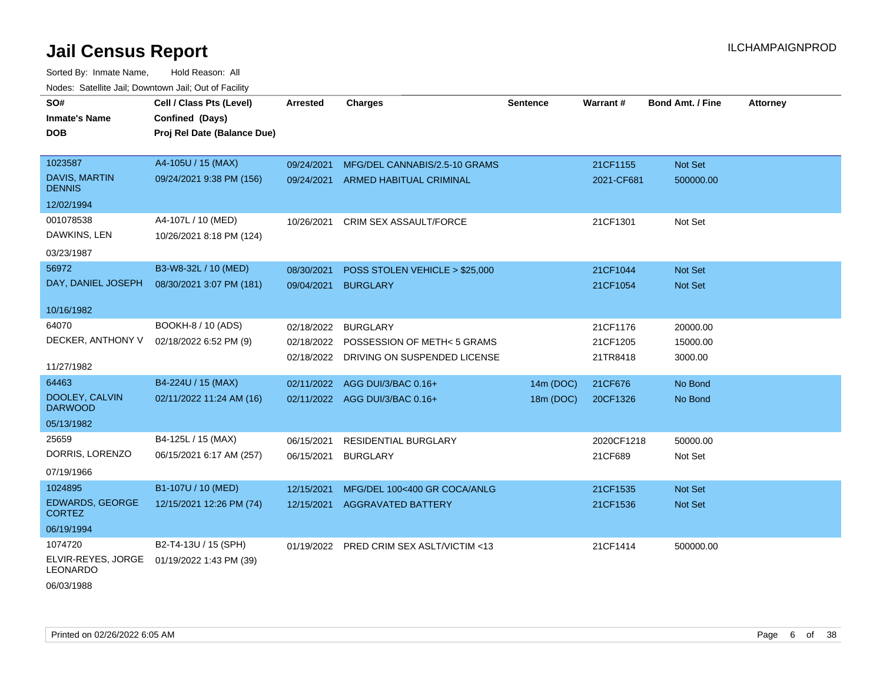# Jail Census Report

ILCHAMPAIGNPROD

Sorted By: Inmate Name, Hold Reason: All

Nodes: Satellite Jail; Downtown Jail; Out of Facility

| SO# / Inmate's Name / DOB | Cell / Class Pts (Level) / Confined (Days) / Proj Rel Date (Balance Due) | Arrested | Charges | Sentence | Warrant # | Bond Amt. / Fine | Attorney |
|---|---|---|---|---|---|---|---|
| 1023587<br>DAVIS, MARTIN DENNIS<br>12/02/1994 | A4-105U / 15 (MAX)<br>09/24/2021 9:38 PM (156) | 09/24/2021 | MFG/DEL CANNABIS/2.5-10 GRAMS | | 21CF1155 | Not Set | |
| | | 09/24/2021 | ARMED HABITUAL CRIMINAL | | 2021-CF681 | 500000.00 | |
| 001078538<br>DAWKINS, LEN<br>03/23/1987 | A4-107L / 10 (MED)<br>10/26/2021 8:18 PM (124) | 10/26/2021 | CRIM SEX ASSAULT/FORCE | | 21CF1301 | Not Set | |
| 56972<br>DAY, DANIEL JOSEPH<br>10/16/1982 | B3-W8-32L / 10 (MED)<br>08/30/2021 3:07 PM (181) | 08/30/2021 | POSS STOLEN VEHICLE > $25,000 | | 21CF1044 | Not Set | |
| | | 09/04/2021 | BURGLARY | | 21CF1054 | Not Set | |
| 64070<br>DECKER, ANTHONY V<br>11/27/1982 | BOOKH-8 / 10 (ADS)<br>02/18/2022 6:52 PM (9) | 02/18/2022 | BURGLARY | | 21CF1176 | 20000.00 | |
| | | 02/18/2022 | POSSESSION OF METH< 5 GRAMS | | 21CF1205 | 15000.00 | |
| | | 02/18/2022 | DRIVING ON SUSPENDED LICENSE | | 21TR8418 | 3000.00 | |
| 64463<br>DOOLEY, CALVIN DARWOOD<br>05/13/1982 | B4-224U / 15 (MAX)<br>02/11/2022 11:24 AM (16) | 02/11/2022 | AGG DUI/3/BAC 0.16+ | 14m (DOC) | 21CF676 | No Bond | |
| | | 02/11/2022 | AGG DUI/3/BAC 0.16+ | 18m (DOC) | 20CF1326 | No Bond | |
| 25659<br>DORRIS, LORENZO<br>07/19/1966 | B4-125L / 15 (MAX)<br>06/15/2021 6:17 AM (257) | 06/15/2021 | RESIDENTIAL BURGLARY | | 2020CF1218 | 50000.00 | |
| | | 06/15/2021 | BURGLARY | | 21CF689 | Not Set | |
| 1024895<br>EDWARDS, GEORGE CORTEZ<br>06/19/1994 | B1-107U / 10 (MED)<br>12/15/2021 12:26 PM (74) | 12/15/2021 | MFG/DEL 100<400 GR COCA/ANLG | | 21CF1535 | Not Set | |
| | | 12/15/2021 | AGGRAVATED BATTERY | | 21CF1536 | Not Set | |
| 1074720<br>ELVIR-REYES, JORGE LEONARDO<br>06/03/1988 | B2-T4-13U / 15 (SPH)<br>01/19/2022 1:43 PM (39) | 01/19/2022 | PRED CRIM SEX ASLT/VICTIM <13 | | 21CF1414 | 500000.00 | |

Printed on 02/26/2022 6:05 AM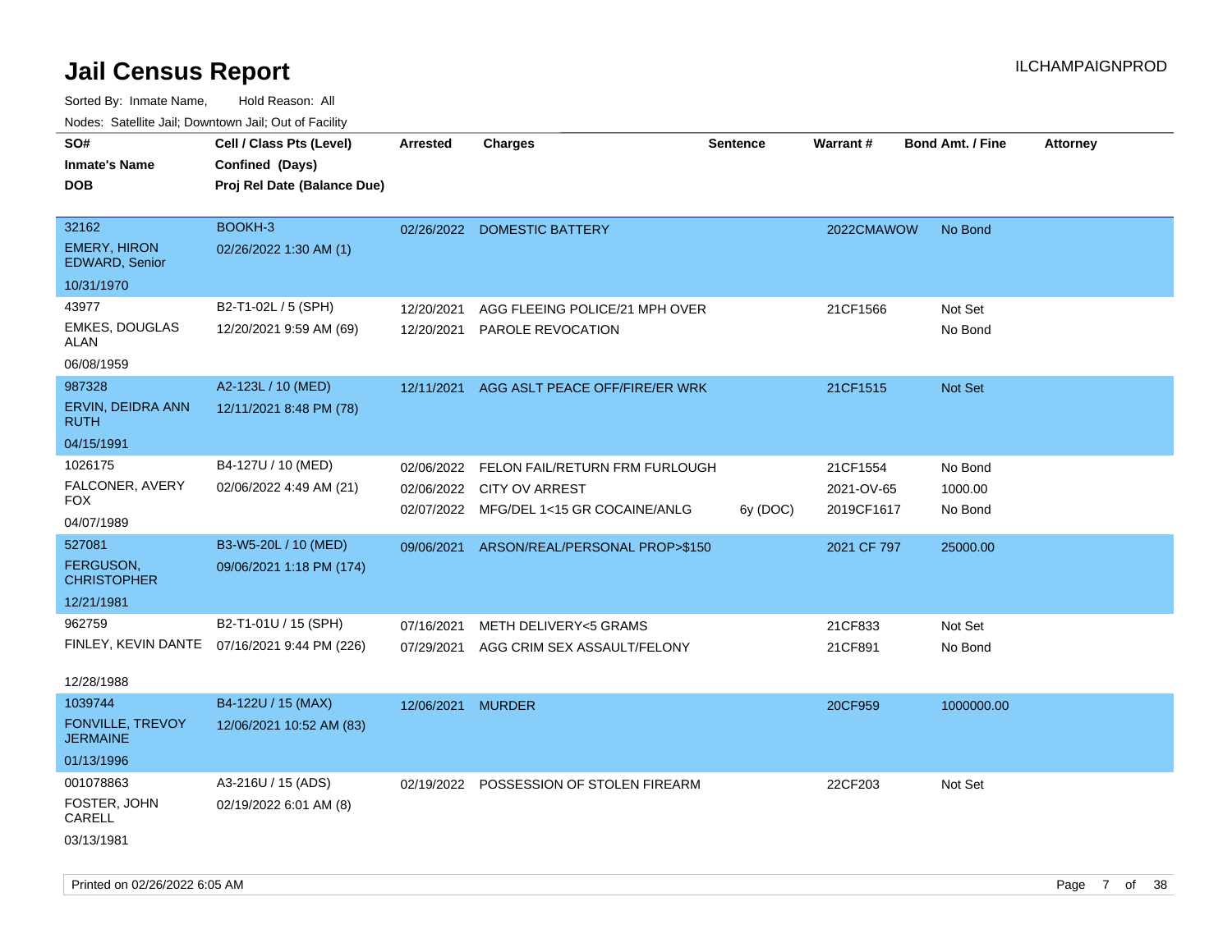# Jail Census Report

ILCHAMPAIGNPROD

Sorted By: Inmate Name, Hold Reason: All

Nodes: Satellite Jail; Downtown Jail; Out of Facility

| SO# / Inmate's Name / DOB | Cell / Class Pts (Level) / Confined (Days) / Proj Rel Date (Balance Due) | Arrested | Charges | Sentence | Warrant # | Bond Amt. / Fine | Attorney |
|---|---|---|---|---|---|---|---|
| 32162<br>EMERY, HIRON EDWARD, Senior<br>10/31/1970 | BOOKH-3<br>02/26/2022 1:30 AM (1) | 02/26/2022 | DOMESTIC BATTERY | | 2022CMAWOW | No Bond | |
| 43977<br>EMKES, DOUGLAS ALAN<br>06/08/1959 | B2-T1-02L / 5 (SPH)<br>12/20/2021 9:59 AM (69) | 12/20/2021<br>12/20/2021 | AGG FLEEING POLICE/21 MPH OVER<br>PAROLE REVOCATION | | 21CF1566 | Not Set<br>No Bond | |
| 987328<br>ERVIN, DEIDRA ANN RUTH<br>04/15/1991 | A2-123L / 10 (MED)<br>12/11/2021 8:48 PM (78) | 12/11/2021 | AGG ASLT PEACE OFF/FIRE/ER WRK | | 21CF1515 | Not Set | |
| 1026175<br>FALCONER, AVERY FOX<br>04/07/1989 | B4-127U / 10 (MED)<br>02/06/2022 4:49 AM (21) | 02/06/2022<br>02/06/2022<br>02/07/2022 | FELON FAIL/RETURN FRM FURLOUGH<br>CITY OV ARREST<br>MFG/DEL 1<15 GR COCAINE/ANLG | <br><br>6y (DOC) | 21CF1554<br>2021-OV-65<br>2019CF1617 | No Bond<br>1000.00<br>No Bond | |
| 527081<br>FERGUSON, CHRISTOPHER<br>12/21/1981 | B3-W5-20L / 10 (MED)<br>09/06/2021 1:18 PM (174) | 09/06/2021 | ARSON/REAL/PERSONAL PROP>$150 | | 2021 CF 797 | 25000.00 | |
| 962759<br>FINLEY, KEVIN DANTE<br>12/28/1988 | B2-T1-01U / 15 (SPH)<br>07/16/2021 9:44 PM (226) | 07/16/2021<br>07/29/2021 | METH DELIVERY<5 GRAMS<br>AGG CRIM SEX ASSAULT/FELONY | | 21CF833<br>21CF891 | Not Set<br>No Bond | |
| 1039744<br>FONVILLE, TREVOY JERMAINE<br>01/13/1996 | B4-122U / 15 (MAX)<br>12/06/2021 10:52 AM (83) | 12/06/2021 | MURDER | | 20CF959 | 1000000.00 | |
| 001078863<br>FOSTER, JOHN CARELL<br>03/13/1981 | A3-216U / 15 (ADS)<br>02/19/2022 6:01 AM (8) | 02/19/2022 | POSSESSION OF STOLEN FIREARM | | 22CF203 | Not Set | |

Printed on 02/26/2022 6:05 AM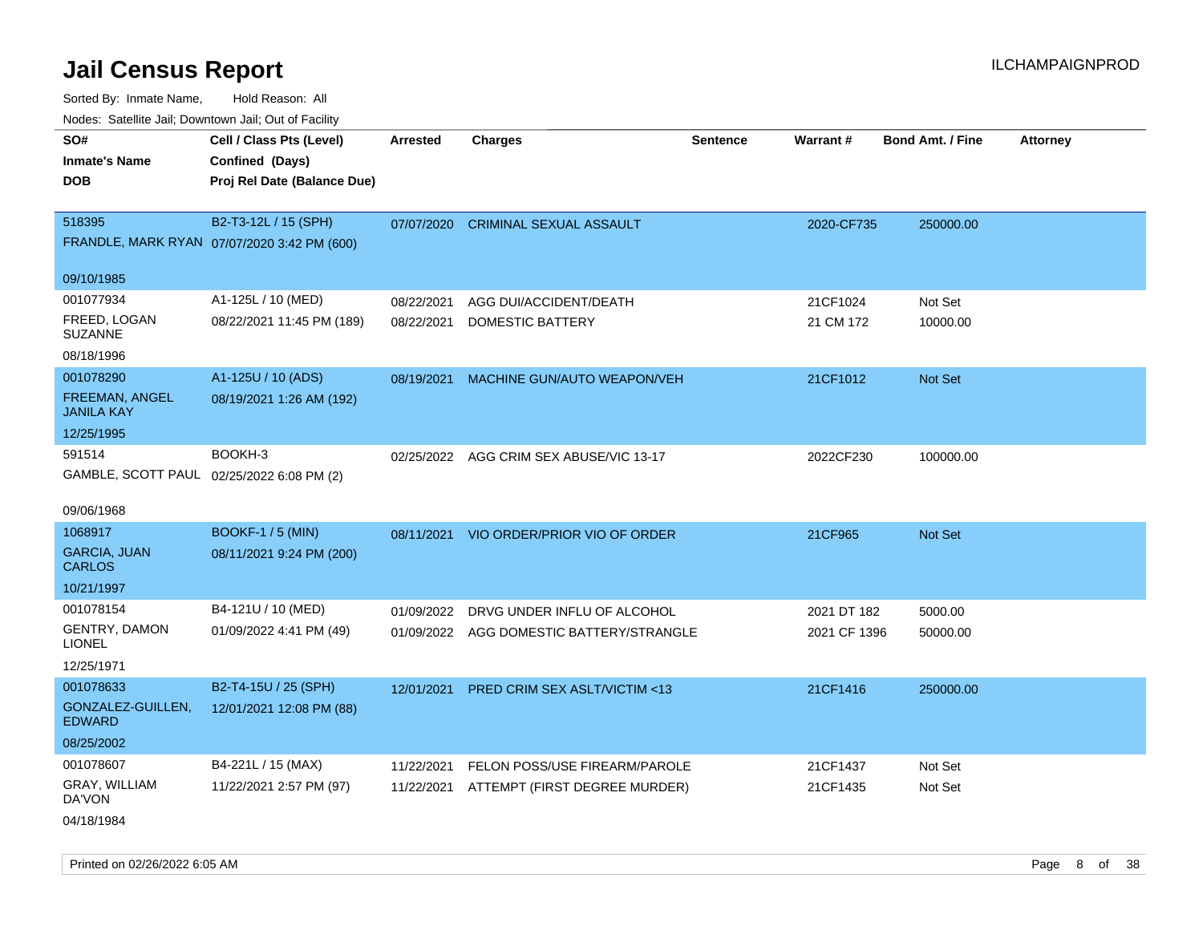# Jail Census Report

ILCHAMPAIGNPROD

Sorted By: Inmate Name, Hold Reason: All

Nodes: Satellite Jail; Downtown Jail; Out of Facility

| SO# / Inmate's Name / DOB | Cell / Class Pts (Level) / Confined (Days) / Proj Rel Date (Balance Due) | Arrested | Charges | Sentence | Warrant # | Bond Amt. / Fine | Attorney |
|---|---|---|---|---|---|---|---|
| 518395<br>FRANDLE, MARK RYAN<br>09/10/1985 | B2-T3-12L / 15 (SPH)<br>07/07/2020 3:42 PM (600) | 07/07/2020 | CRIMINAL SEXUAL ASSAULT | | 2020-CF735 | 250000.00 | |
| 001077934<br>FREED, LOGAN SUZANNE<br>08/18/1996 | A1-125L / 10 (MED)<br>08/22/2021 11:45 PM (189) | 08/22/2021<br>08/22/2021 | AGG DUI/ACCIDENT/DEATH<br>DOMESTIC BATTERY | | 21CF1024<br>21 CM 172 | Not Set<br>10000.00 | |
| 001078290<br>FREEMAN, ANGEL JANILA KAY<br>12/25/1995 | A1-125U / 10 (ADS)<br>08/19/2021 1:26 AM (192) | 08/19/2021 | MACHINE GUN/AUTO WEAPON/VEH | | 21CF1012 | Not Set | |
| 591514<br>GAMBLE, SCOTT PAUL<br>09/06/1968 | BOOKH-3<br>02/25/2022 6:08 PM (2) | 02/25/2022 | AGG CRIM SEX ABUSE/VIC 13-17 | | 2022CF230 | 100000.00 | |
| 1068917<br>GARCIA, JUAN CARLOS<br>10/21/1997 | BOOKF-1 / 5 (MIN)<br>08/11/2021 9:24 PM (200) | 08/11/2021 | VIO ORDER/PRIOR VIO OF ORDER | | 21CF965 | Not Set | |
| 001078154<br>GENTRY, DAMON LIONEL<br>12/25/1971 | B4-121U / 10 (MED)<br>01/09/2022 4:41 PM (49) | 01/09/2022<br>01/09/2022 | DRVG UNDER INFLU OF ALCOHOL<br>AGG DOMESTIC BATTERY/STRANGLE | | 2021 DT 182<br>2021 CF 1396 | 5000.00<br>50000.00 | |
| 001078633<br>GONZALEZ-GUILLEN, EDWARD<br>08/25/2002 | B2-T4-15U / 25 (SPH)<br>12/01/2021 12:08 PM (88) | 12/01/2021 | PRED CRIM SEX ASLT/VICTIM <13 | | 21CF1416 | 250000.00 | |
| 001078607<br>GRAY, WILLIAM DA'VON<br>04/18/1984 | B4-221L / 15 (MAX)<br>11/22/2021 2:57 PM (97) | 11/22/2021<br>11/22/2021 | FELON POSS/USE FIREARM/PAROLE<br>ATTEMPT (FIRST DEGREE MURDER) | | 21CF1437<br>21CF1435 | Not Set<br>Not Set | |

Printed on 02/26/2022 6:05 AM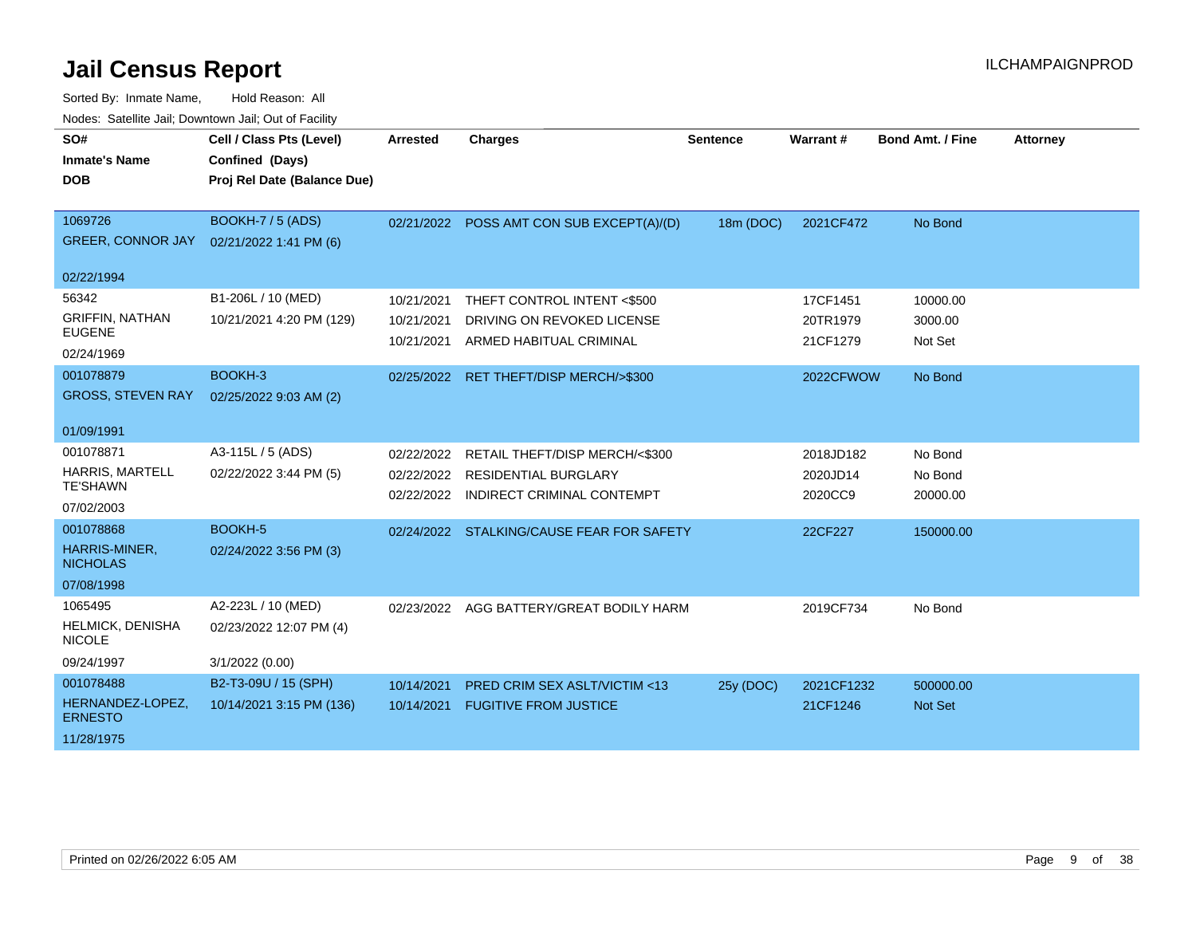# Jail Census Report

ILCHAMPAIGNPROD

Sorted By: Inmate Name, Hold Reason: All

Nodes: Satellite Jail; Downtown Jail; Out of Facility

| SO#<br>Inmate's Name<br>DOB | Cell / Class Pts (Level)<br>Confined (Days)<br>Proj Rel Date (Balance Due) | Arrested | Charges | Sentence | Warrant # | Bond Amt. / Fine | Attorney |
|---|---|---|---|---|---|---|---|
| 1069726<br>GREER, CONNOR JAY<br>02/22/1994 | BOOKH-7 / 5 (ADS)<br>02/21/2022 1:41 PM (6) | 02/21/2022 | POSS AMT CON SUB EXCEPT(A)/(D) | 18m (DOC) | 2021CF472 | No Bond | |
| 56342<br>GRIFFIN, NATHAN EUGENE<br>02/24/1969 | B1-206L / 10 (MED)<br>10/21/2021 4:20 PM (129) | 10/21/2021<br>10/21/2021<br>10/21/2021 | THEFT CONTROL INTENT <$500<br>DRIVING ON REVOKED LICENSE<br>ARMED HABITUAL CRIMINAL | | 17CF1451<br>20TR1979<br>21CF1279 | 10000.00<br>3000.00<br>Not Set | |
| 001078879<br>GROSS, STEVEN RAY<br>01/09/1991 | BOOKH-3<br>02/25/2022 9:03 AM (2) | 02/25/2022 | RET THEFT/DISP MERCH/>$300 | | 2022CFWOW | No Bond | |
| 001078871<br>HARRIS, MARTELL TE'SHAWN<br>07/02/2003 | A3-115L / 5 (ADS)<br>02/22/2022 3:44 PM (5) | 02/22/2022<br>02/22/2022<br>02/22/2022 | RETAIL THEFT/DISP MERCH/<$300<br>RESIDENTIAL BURGLARY<br>INDIRECT CRIMINAL CONTEMPT | | 2018JD182<br>2020JD14<br>2020CC9 | No Bond<br>No Bond<br>20000.00 | |
| 001078868<br>HARRIS-MINER, NICHOLAS<br>07/08/1998 | BOOKH-5<br>02/24/2022 3:56 PM (3) | 02/24/2022 | STALKING/CAUSE FEAR FOR SAFETY | | 22CF227 | 150000.00 | |
| 1065495<br>HELMICK, DENISHA NICOLE<br>09/24/1997 | A2-223L / 10 (MED)<br>02/23/2022 12:07 PM (4)<br>3/1/2022 (0.00) | 02/23/2022 | AGG BATTERY/GREAT BODILY HARM | | 2019CF734 | No Bond | |
| 001078488<br>HERNANDEZ-LOPEZ, ERNESTO<br>11/28/1975 | B2-T3-09U / 15 (SPH)<br>10/14/2021 3:15 PM (136) | 10/14/2021<br>10/14/2021 | PRED CRIM SEX ASLT/VICTIM <13<br>FUGITIVE FROM JUSTICE | 25y (DOC) | 2021CF1232<br>21CF1246 | 500000.00<br>Not Set | |

Printed on 02/26/2022 6:05 AM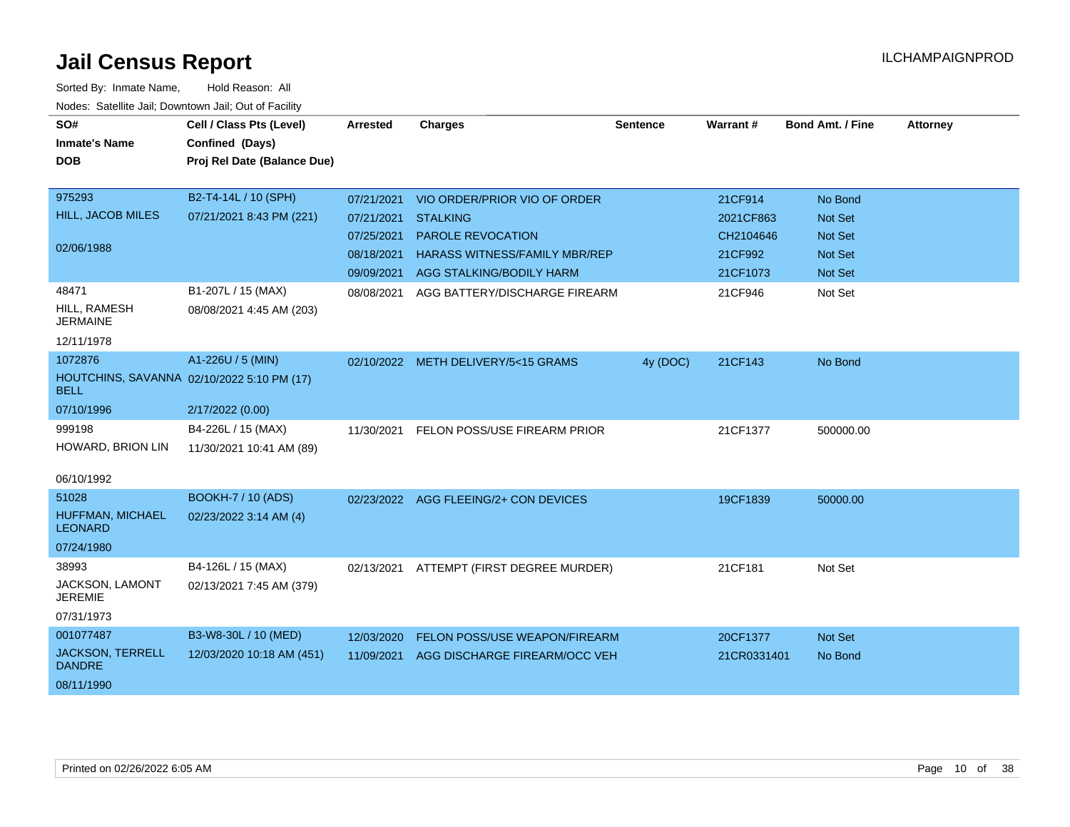# Jail Census Report

ILCHAMPAIGNPROD

Sorted By: Inmate Name, Hold Reason: All

Nodes: Satellite Jail; Downtown Jail; Out of Facility

| SO# / Inmate's Name / DOB | Cell / Class Pts (Level) / Confined (Days) / Proj Rel Date (Balance Due) | Arrested | Charges | Sentence | Warrant # | Bond Amt. / Fine | Attorney |
|---|---|---|---|---|---|---|---|
| 975293 HILL, JACOB MILES 02/06/1988 | B2-T4-14L / 10 (SPH) 07/21/2021 8:43 PM (221) | 07/21/2021 | VIO ORDER/PRIOR VIO OF ORDER | | 21CF914 | No Bond | |
| | | 07/21/2021 | STALKING | | 2021CF863 | Not Set | |
| | | 07/25/2021 | PAROLE REVOCATION | | CH2104646 | Not Set | |
| | | 08/18/2021 | HARASS WITNESS/FAMILY MBR/REP | | 21CF992 | Not Set | |
| | | 09/09/2021 | AGG STALKING/BODILY HARM | | 21CF1073 | Not Set | |
| 48471 HILL, RAMESH JERMAINE 12/11/1978 | B1-207L / 15 (MAX) 08/08/2021 4:45 AM (203) | 08/08/2021 | AGG BATTERY/DISCHARGE FIREARM | | 21CF946 | Not Set | |
| 1072876 HOUTCHINS, SAVANNA BELL 07/10/1996 | A1-226U / 5 (MIN) 02/10/2022 5:10 PM (17) 2/17/2022 (0.00) | 02/10/2022 | METH DELIVERY/5<15 GRAMS | 4y (DOC) | 21CF143 | No Bond | |
| 999198 HOWARD, BRION LIN 06/10/1992 | B4-226L / 15 (MAX) 11/30/2021 10:41 AM (89) | 11/30/2021 | FELON POSS/USE FIREARM PRIOR | | 21CF1377 | 500000.00 | |
| 51028 HUFFMAN, MICHAEL LEONARD 07/24/1980 | BOOKH-7 / 10 (ADS) 02/23/2022 3:14 AM (4) | 02/23/2022 | AGG FLEEING/2+ CON DEVICES | | 19CF1839 | 50000.00 | |
| 38993 JACKSON, LAMONT JEREMIE 07/31/1973 | B4-126L / 15 (MAX) 02/13/2021 7:45 AM (379) | 02/13/2021 | ATTEMPT (FIRST DEGREE MURDER) | | 21CF181 | Not Set | |
| 001077487 JACKSON, TERRELL DANDRE 08/11/1990 | B3-W8-30L / 10 (MED) 12/03/2020 10:18 AM (451) | 12/03/2020 | FELON POSS/USE WEAPON/FIREARM | | 20CF1377 | Not Set | |
| | | 11/09/2021 | AGG DISCHARGE FIREARM/OCC VEH | | 21CR0331401 | No Bond | |

Printed on 02/26/2022 6:05 AM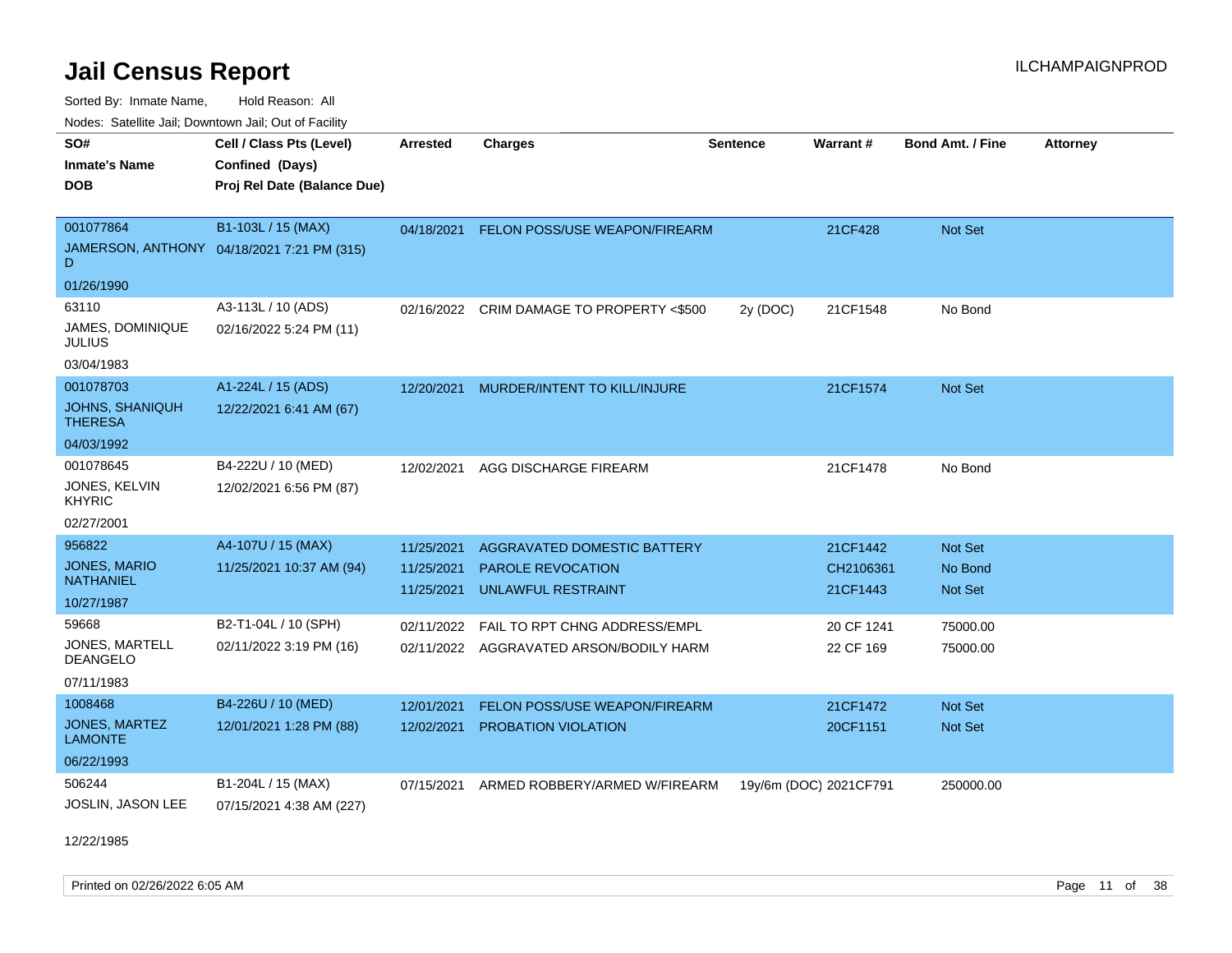# Jail Census Report

ILCHAMPAIGNPROD

Sorted By: Inmate Name, Hold Reason: All

Nodes: Satellite Jail; Downtown Jail; Out of Facility

| SO# / Inmate's Name / DOB | Cell / Class Pts (Level) / Confined (Days) / Proj Rel Date (Balance Due) | Arrested | Charges | Sentence | Warrant # | Bond Amt. / Fine | Attorney |
|---|---|---|---|---|---|---|---|
| 001077864<br>JAMERSON, ANTHONY D<br>01/26/1990 | B1-103L / 15 (MAX)<br>04/18/2021 7:21 PM (315) | 04/18/2021 | FELON POSS/USE WEAPON/FIREARM | | 21CF428 | Not Set | |
| 63110<br>JAMES, DOMINIQUE JULIUS<br>03/04/1983 | A3-113L / 10 (ADS)<br>02/16/2022 5:24 PM (11) | 02/16/2022 | CRIM DAMAGE TO PROPERTY <$500 | 2y (DOC) | 21CF1548 | No Bond | |
| 001078703<br>JOHNS, SHANIQUH THERESA<br>04/03/1992 | A1-224L / 15 (ADS)<br>12/22/2021 6:41 AM (67) | 12/20/2021 | MURDER/INTENT TO KILL/INJURE | | 21CF1574 | Not Set | |
| 001078645<br>JONES, KELVIN KHYRIC<br>02/27/2001 | B4-222U / 10 (MED)<br>12/02/2021 6:56 PM (87) | 12/02/2021 | AGG DISCHARGE FIREARM | | 21CF1478 | No Bond | |
| 956822<br>JONES, MARIO NATHANIEL<br>10/27/1987 | A4-107U / 15 (MAX)<br>11/25/2021 10:37 AM (94) | 11/25/2021 | AGGRAVATED DOMESTIC BATTERY | | 21CF1442 | Not Set | |
| | | 11/25/2021 | PAROLE REVOCATION | | CH2106361 | No Bond | |
| | | 11/25/2021 | UNLAWFUL RESTRAINT | | 21CF1443 | Not Set | |
| 59668<br>JONES, MARTELL DEANGELO<br>07/11/1983 | B2-T1-04L / 10 (SPH)<br>02/11/2022 3:19 PM (16) | 02/11/2022 | FAIL TO RPT CHNG ADDRESS/EMPL | | 20 CF 1241 | 75000.00 | |
| | | 02/11/2022 | AGGRAVATED ARSON/BODILY HARM | | 22 CF 169 | 75000.00 | |
| 1008468<br>JONES, MARTEZ LAMONTE<br>06/22/1993 | B4-226U / 10 (MED)<br>12/01/2021 1:28 PM (88) | 12/01/2021 | FELON POSS/USE WEAPON/FIREARM | | 21CF1472 | Not Set | |
| | | 12/02/2021 | PROBATION VIOLATION | | 20CF1151 | Not Set | |
| 506244<br>JOSLIN, JASON LEE<br>12/22/1985 | B1-204L / 15 (MAX)<br>07/15/2021 4:38 AM (227) | 07/15/2021 | ARMED ROBBERY/ARMED W/FIREARM | 19y/6m (DOC) | 2021CF791 | 250000.00 | |

Printed on 02/26/2022 6:05 AM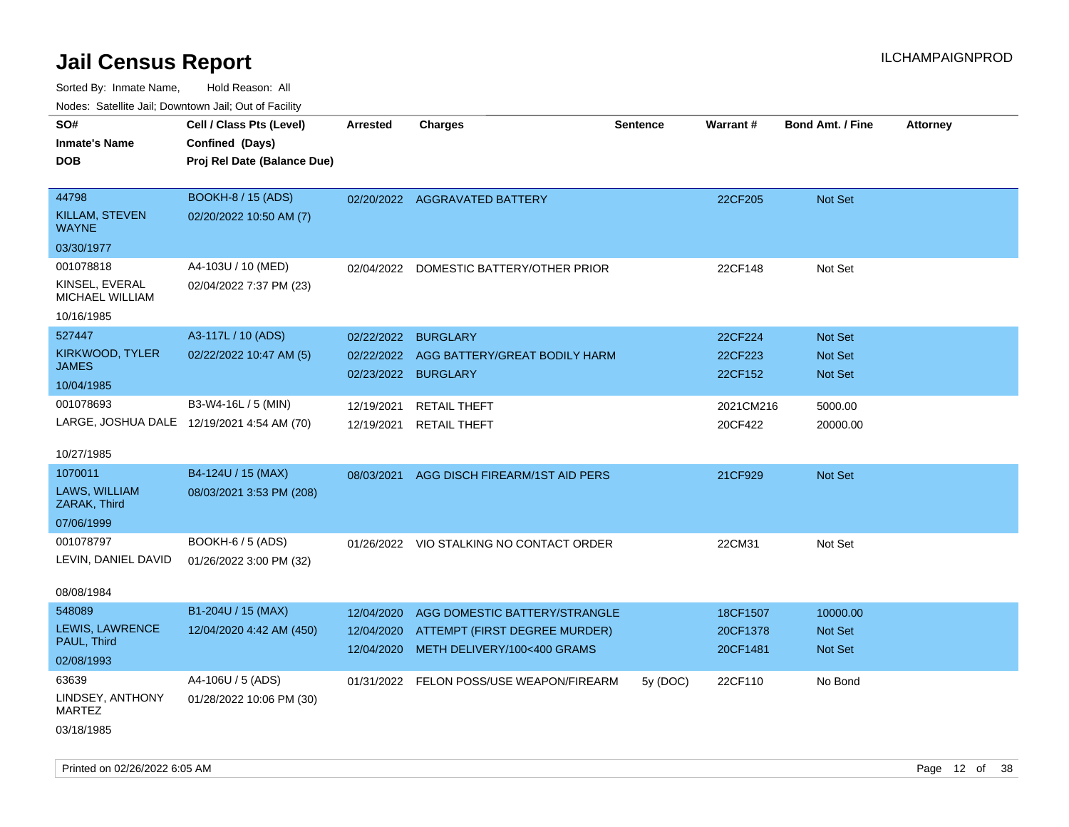# Jail Census Report

Sorted By: Inmate Name, Hold Reason: All

Nodes: Satellite Jail; Downtown Jail; Out of Facility

| SO# / Inmate's Name / DOB | Cell / Class Pts (Level) / Confined (Days) / Proj Rel Date (Balance Due) | Arrested | Charges | Sentence | Warrant # | Bond Amt. / Fine | Attorney |
|---|---|---|---|---|---|---|---|
| 44798<br>KILLAM, STEVEN WAYNE<br>03/30/1977 | BOOKH-8 / 15 (ADS)<br>02/20/2022 10:50 AM (7) | 02/20/2022 | AGGRAVATED BATTERY | | 22CF205 | Not Set | |
| 001078818<br>KINSEL, EVERAL MICHAEL WILLIAM<br>10/16/1985 | A4-103U / 10 (MED)<br>02/04/2022 7:37 PM (23) | 02/04/2022 | DOMESTIC BATTERY/OTHER PRIOR | | 22CF148 | Not Set | |
| 527447<br>KIRKWOOD, TYLER JAMES<br>10/04/1985 | A3-117L / 10 (ADS)<br>02/22/2022 10:47 AM (5) | 02/22/2022 | BURGLARY | | 22CF224 | Not Set | |
| | | 02/22/2022 | AGG BATTERY/GREAT BODILY HARM | | 22CF223 | Not Set | |
| | | 02/23/2022 | BURGLARY | | 22CF152 | Not Set | |
| 001078693<br>LARGE, JOSHUA DALE<br>10/27/1985 | B3-W4-16L / 5 (MIN)<br>12/19/2021 4:54 AM (70) | 12/19/2021 | RETAIL THEFT | | 2021CM216 | 5000.00 | |
| | | 12/19/2021 | RETAIL THEFT | | 20CF422 | 20000.00 | |
| 1070011<br>LAWS, WILLIAM ZARAK, Third<br>07/06/1999 | B4-124U / 15 (MAX)<br>08/03/2021 3:53 PM (208) | 08/03/2021 | AGG DISCH FIREARM/1ST AID PERS | | 21CF929 | Not Set | |
| 001078797<br>LEVIN, DANIEL DAVID<br>08/08/1984 | BOOKH-6 / 5 (ADS)<br>01/26/2022 3:00 PM (32) | 01/26/2022 | VIO STALKING NO CONTACT ORDER | | 22CM31 | Not Set | |
| 548089<br>LEWIS, LAWRENCE PAUL, Third<br>02/08/1993 | B1-204U / 15 (MAX)<br>12/04/2020 4:42 AM (450) | 12/04/2020 | AGG DOMESTIC BATTERY/STRANGLE | | 18CF1507 | 10000.00 | |
| | | 12/04/2020 | ATTEMPT (FIRST DEGREE MURDER) | | 20CF1378 | Not Set | |
| | | 12/04/2020 | METH DELIVERY/100<400 GRAMS | | 20CF1481 | Not Set | |
| 63639<br>LINDSEY, ANTHONY MARTEZ<br>03/18/1985 | A4-106U / 5 (ADS)<br>01/28/2022 10:06 PM (30) | 01/31/2022 | FELON POSS/USE WEAPON/FIREARM | 5y (DOC) | 22CF110 | No Bond | |

Printed on 02/26/2022 6:05 AM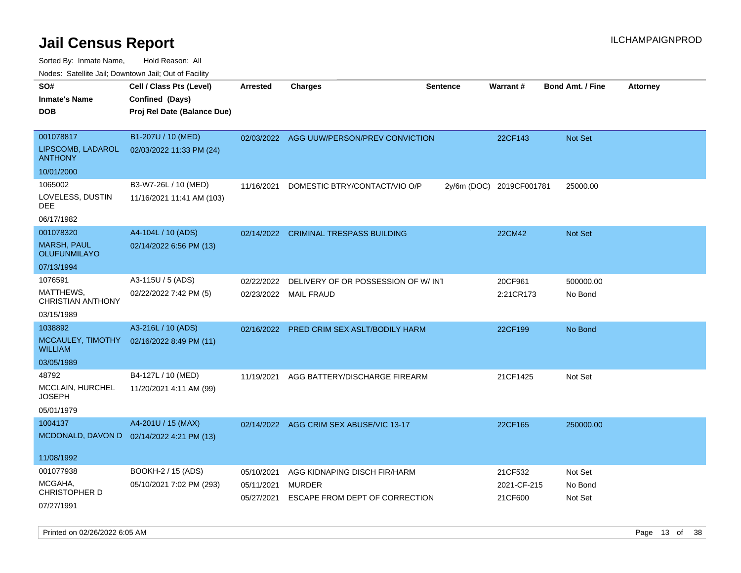# Jail Census Report

ILCHAMPAIGNPROD

Sorted By: Inmate Name, Hold Reason: All

Nodes: Satellite Jail; Downtown Jail; Out of Facility

| SO# / Inmate's Name / DOB | Cell / Class Pts (Level) / Confined (Days) / Proj Rel Date (Balance Due) | Arrested | Charges | Sentence | Warrant # | Bond Amt. / Fine | Attorney |
|---|---|---|---|---|---|---|---|
| 001078817<br>LIPSCOMB, LADAROL ANTHONY<br>10/01/2000 | B1-207U / 10 (MED)<br>02/03/2022 11:33 PM (24) | 02/03/2022 | AGG UUW/PERSON/PREV CONVICTION | | 22CF143 | Not Set | |
| 1065002<br>LOVELESS, DUSTIN DEE<br>06/17/1982 | B3-W7-26L / 10 (MED)<br>11/16/2021 11:41 AM (103) | 11/16/2021 | DOMESTIC BTRY/CONTACT/VIO O/P | 2y/6m (DOC) | 2019CF001781 | 25000.00 | |
| 001078320<br>MARSH, PAUL OLUFUNMILAYO<br>07/13/1994 | A4-104L / 10 (ADS)<br>02/14/2022 6:56 PM (13) | 02/14/2022 | CRIMINAL TRESPASS BUILDING | | 22CM42 | Not Set | |
| 1076591<br>MATTHEWS, CHRISTIAN ANTHONY<br>03/15/1989 | A3-115U / 5 (ADS)<br>02/22/2022 7:42 PM (5) | 02/22/2022 | DELIVERY OF OR POSSESSION OF W/ INT | | 20CF961 | 500000.00 | |
| | | 02/23/2022 | MAIL FRAUD | | 2:21CR173 | No Bond | |
| 1038892<br>MCCAULEY, TIMOTHY WILLIAM<br>03/05/1989 | A3-216L / 10 (ADS)<br>02/16/2022 8:49 PM (11) | 02/16/2022 | PRED CRIM SEX ASLT/BODILY HARM | | 22CF199 | No Bond | |
| 48792<br>MCCLAIN, HURCHEL JOSEPH<br>05/01/1979 | B4-127L / 10 (MED)<br>11/20/2021 4:11 AM (99) | 11/19/2021 | AGG BATTERY/DISCHARGE FIREARM | | 21CF1425 | Not Set | |
| 1004137<br>MCDONALD, DAVON D<br>11/08/1992 | A4-201U / 15 (MAX)<br>02/14/2022 4:21 PM (13) | 02/14/2022 | AGG CRIM SEX ABUSE/VIC 13-17 | | 22CF165 | 250000.00 | |
| 001077938<br>MCGAHA, CHRISTOPHER D<br>07/27/1991 | BOOKH-2 / 15 (ADS)<br>05/10/2021 7:02 PM (293) | 05/10/2021 | AGG KIDNAPING DISCH FIR/HARM | | 21CF532 | Not Set | |
| | | 05/11/2021 | MURDER | | 2021-CF-215 | No Bond | |
| | | 05/27/2021 | ESCAPE FROM DEPT OF CORRECTION | | 21CF600 | Not Set | |

Printed on 02/26/2022 6:05 AM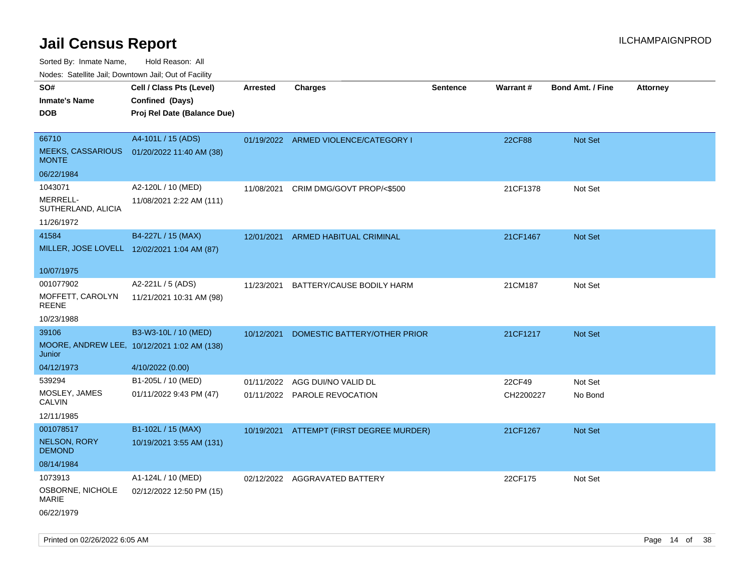# Jail Census Report

ILCHAMPAIGNPROD

Sorted By: Inmate Name, Hold Reason: All

Nodes: Satellite Jail; Downtown Jail; Out of Facility

| SO# / Inmate's Name / DOB | Cell / Class Pts (Level) / Confined (Days) / Proj Rel Date (Balance Due) | Arrested | Charges | Sentence | Warrant # | Bond Amt. / Fine | Attorney |
|---|---|---|---|---|---|---|---|
| 66710<br>MEEKS, CASSARIOUS MONTE<br>06/22/1984 | A4-101L / 15 (ADS)<br>01/20/2022 11:40 AM (38) | 01/19/2022 | ARMED VIOLENCE/CATEGORY I | | 22CF88 | Not Set | |
| 1043071<br>MERRELL-SUTHERLAND, ALICIA<br>11/26/1972 | A2-120L / 10 (MED)<br>11/08/2021 2:22 AM (111) | 11/08/2021 | CRIM DMG/GOVT PROP/<$500 | | 21CF1378 | Not Set | |
| 41584<br>MILLER, JOSE LOVELL<br>10/07/1975 | B4-227L / 15 (MAX)<br>12/02/2021 1:04 AM (87) | 12/01/2021 | ARMED HABITUAL CRIMINAL | | 21CF1467 | Not Set | |
| 001077902<br>MOFFETT, CAROLYN REENE<br>10/23/1988 | A2-221L / 5 (ADS)<br>11/21/2021 10:31 AM (98) | 11/23/2021 | BATTERY/CAUSE BODILY HARM | | 21CM187 | Not Set | |
| 39106<br>MOORE, ANDREW LEE, Junior<br>04/12/1973 | B3-W3-10L / 10 (MED)<br>10/12/2021 1:02 AM (138)<br>4/10/2022 (0.00) | 10/12/2021 | DOMESTIC BATTERY/OTHER PRIOR | | 21CF1217 | Not Set | |
| 539294<br>MOSLEY, JAMES CALVIN<br>12/11/1985 | B1-205L / 10 (MED)<br>01/11/2022 9:43 PM (47) | 01/11/2022<br>01/11/2022 | AGG DUI/NO VALID DL<br>PAROLE REVOCATION | | 22CF49<br>CH2200227 | Not Set<br>No Bond | |
| 001078517<br>NELSON, RORY DEMOND<br>08/14/1984 | B1-102L / 15 (MAX)<br>10/19/2021 3:55 AM (131) | 10/19/2021 | ATTEMPT (FIRST DEGREE MURDER) | | 21CF1267 | Not Set | |
| 1073913<br>OSBORNE, NICHOLE MARIE<br>06/22/1979 | A1-124L / 10 (MED)<br>02/12/2022 12:50 PM (15) | 02/12/2022 | AGGRAVATED BATTERY | | 22CF175 | Not Set | |

Printed on 02/26/2022 6:05 AM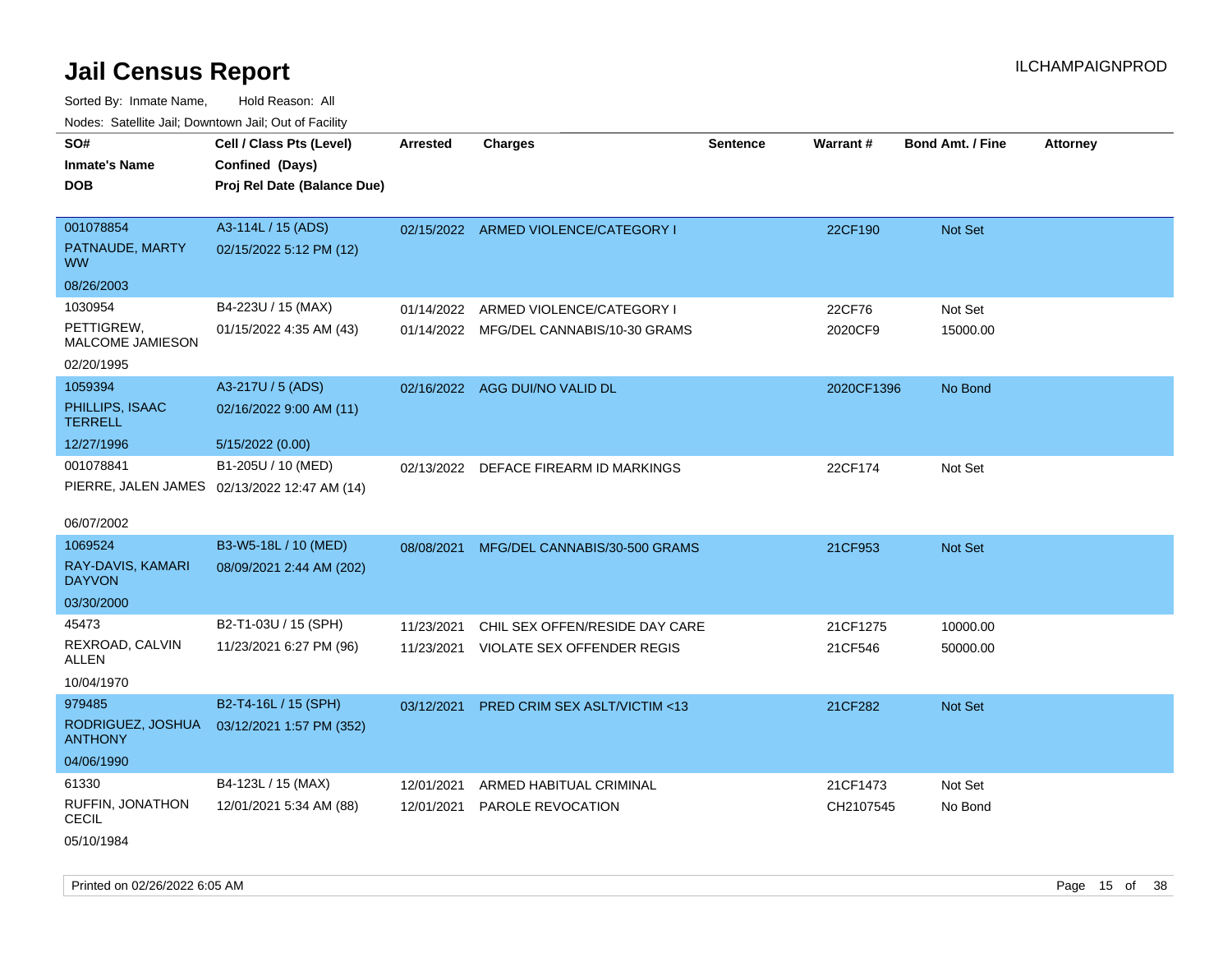# Jail Census Report

ILCHAMPAIGNPROD

Sorted By: Inmate Name, Hold Reason: All

Nodes: Satellite Jail; Downtown Jail; Out of Facility

| SO#<br>Inmate's Name<br>DOB | Cell / Class Pts (Level)<br>Confined (Days)<br>Proj Rel Date (Balance Due) | Arrested | Charges | Sentence | Warrant # | Bond Amt. / Fine | Attorney |
|---|---|---|---|---|---|---|---|
| 001078854<br>PATNAUDE, MARTY WW<br>08/26/2003 | A3-114L / 15 (ADS)<br>02/15/2022 5:12 PM (12) | 02/15/2022 | ARMED VIOLENCE/CATEGORY I | | 22CF190 | Not Set | |
| 1030954<br>PETTIGREW, MALCOME JAMIESON<br>02/20/1995 | B4-223U / 15 (MAX)<br>01/15/2022 4:35 AM (43) | 01/14/2022 | ARMED VIOLENCE/CATEGORY I | | 22CF76 | Not Set | |
| | | 01/14/2022 | MFG/DEL CANNABIS/10-30 GRAMS | | 2020CF9 | 15000.00 | |
| 1059394<br>PHILLIPS, ISAAC TERRELL<br>12/27/1996 | A3-217U / 5 (ADS)<br>02/16/2022 9:00 AM (11)<br>5/15/2022 (0.00) | 02/16/2022 | AGG DUI/NO VALID DL | | 2020CF1396 | No Bond | |
| 001078841<br>PIERRE, JALEN JAMES<br>06/07/2002 | B1-205U / 10 (MED)<br>02/13/2022 12:47 AM (14) | 02/13/2022 | DEFACE FIREARM ID MARKINGS | | 22CF174 | Not Set | |
| 1069524<br>RAY-DAVIS, KAMARI DAYVON<br>03/30/2000 | B3-W5-18L / 10 (MED)<br>08/09/2021 2:44 AM (202) | 08/08/2021 | MFG/DEL CANNABIS/30-500 GRAMS | | 21CF953 | Not Set | |
| 45473<br>REXROAD, CALVIN ALLEN<br>10/04/1970 | B2-T1-03U / 15 (SPH)<br>11/23/2021 6:27 PM (96) | 11/23/2021 | CHIL SEX OFFEN/RESIDE DAY CARE | | 21CF1275 | 10000.00 | |
| | | 11/23/2021 | VIOLATE SEX OFFENDER REGIS | | 21CF546 | 50000.00 | |
| 979485<br>RODRIGUEZ, JOSHUA ANTHONY<br>04/06/1990 | B2-T4-16L / 15 (SPH)<br>03/12/2021 1:57 PM (352) | 03/12/2021 | PRED CRIM SEX ASLT/VICTIM <13 | | 21CF282 | Not Set | |
| 61330<br>RUFFIN, JONATHON CECIL<br>05/10/1984 | B4-123L / 15 (MAX)<br>12/01/2021 5:34 AM (88) | 12/01/2021 | ARMED HABITUAL CRIMINAL | | 21CF1473 | Not Set | |
| | | 12/01/2021 | PAROLE REVOCATION | | CH2107545 | No Bond | |

Printed on 02/26/2022 6:05 AM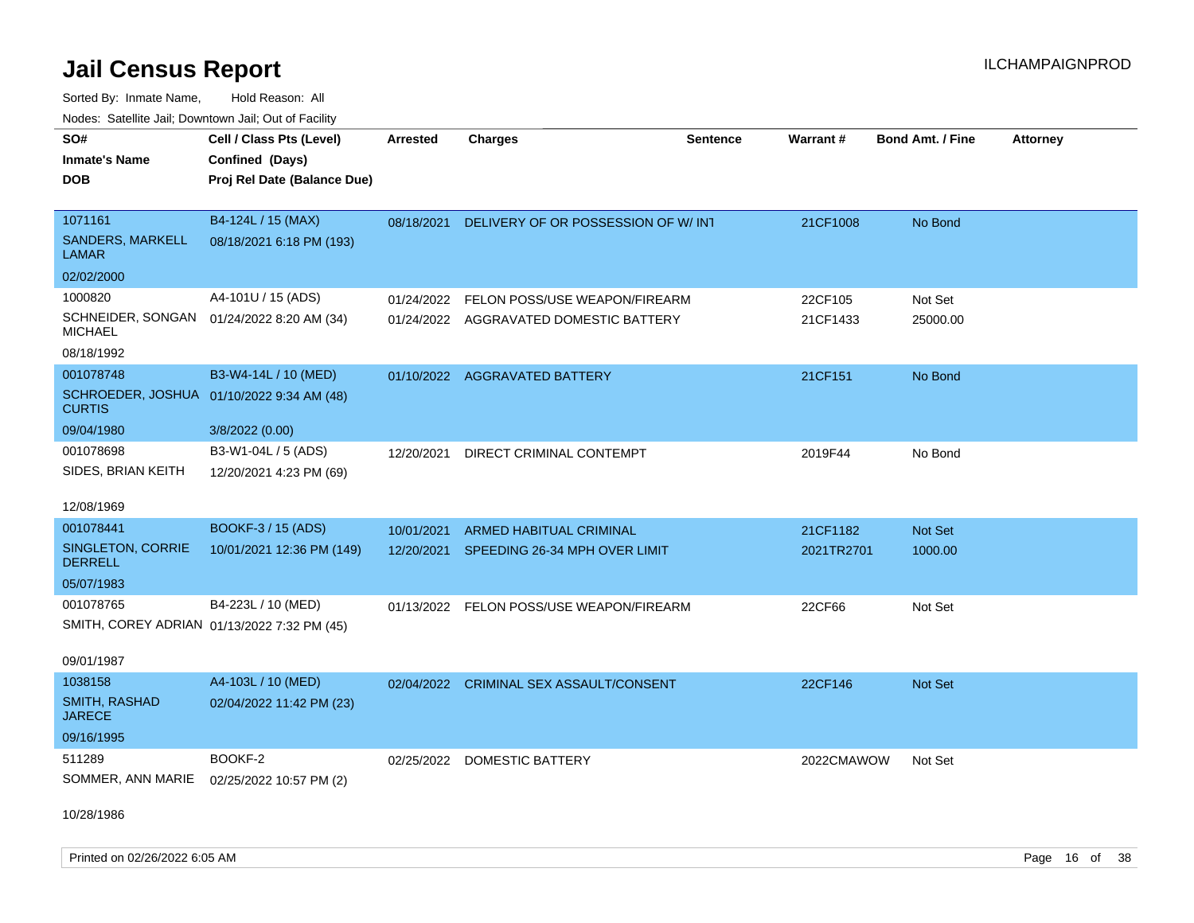# Jail Census Report

ILCHAMPAIGNPROD

Sorted By: Inmate Name, Hold Reason: All

Nodes: Satellite Jail; Downtown Jail; Out of Facility

| SO# / Inmate's Name / DOB | Cell / Class Pts (Level) / Confined (Days) / Proj Rel Date (Balance Due) | Arrested | Charges | Sentence | Warrant # | Bond Amt. / Fine | Attorney |
|---|---|---|---|---|---|---|---|
| 1071161<br>SANDERS, MARKELL LAMAR<br>02/02/2000 | B4-124L / 15 (MAX)<br>08/18/2021 6:18 PM (193) | 08/18/2021 | DELIVERY OF OR POSSESSION OF W/ INT | | 21CF1008 | No Bond | |
| 1000820<br>SCHNEIDER, SONGAN MICHAEL<br>08/18/1992 | A4-101U / 15 (ADS)<br>01/24/2022 8:20 AM (34) | 01/24/2022<br>01/24/2022 | FELON POSS/USE WEAPON/FIREARM<br>AGGRAVATED DOMESTIC BATTERY | | 22CF105<br>21CF1433 | Not Set<br>25000.00 | |
| 001078748<br>SCHROEDER, JOSHUA CURTIS<br>09/04/1980 | B3-W4-14L / 10 (MED)<br>01/10/2022 9:34 AM (48)<br>3/8/2022 (0.00) | 01/10/2022 | AGGRAVATED BATTERY | | 21CF151 | No Bond | |
| 001078698<br>SIDES, BRIAN KEITH<br>12/08/1969 | B3-W1-04L / 5 (ADS)<br>12/20/2021 4:23 PM (69) | 12/20/2021 | DIRECT CRIMINAL CONTEMPT | | 2019F44 | No Bond | |
| 001078441<br>SINGLETON, CORRIE DERRELL<br>05/07/1983 | BOOKF-3 / 15 (ADS)<br>10/01/2021 12:36 PM (149) | 10/01/2021<br>12/20/2021 | ARMED HABITUAL CRIMINAL<br>SPEEDING 26-34 MPH OVER LIMIT | | 21CF1182<br>2021TR2701 | Not Set<br>1000.00 | |
| 001078765<br>SMITH, COREY ADRIAN<br>09/01/1987 | B4-223L / 10 (MED)<br>01/13/2022 7:32 PM (45) | 01/13/2022 | FELON POSS/USE WEAPON/FIREARM | | 22CF66 | Not Set | |
| 1038158<br>SMITH, RASHAD JARECE<br>09/16/1995 | A4-103L / 10 (MED)<br>02/04/2022 11:42 PM (23) | 02/04/2022 | CRIMINAL SEX ASSAULT/CONSENT | | 22CF146 | Not Set | |
| 511289<br>SOMMER, ANN MARIE<br>10/28/1986 | BOOKF-2<br>02/25/2022 10:57 PM (2) | 02/25/2022 | DOMESTIC BATTERY | | 2022CMAWOW | Not Set | |

Printed on 02/26/2022 6:05 AM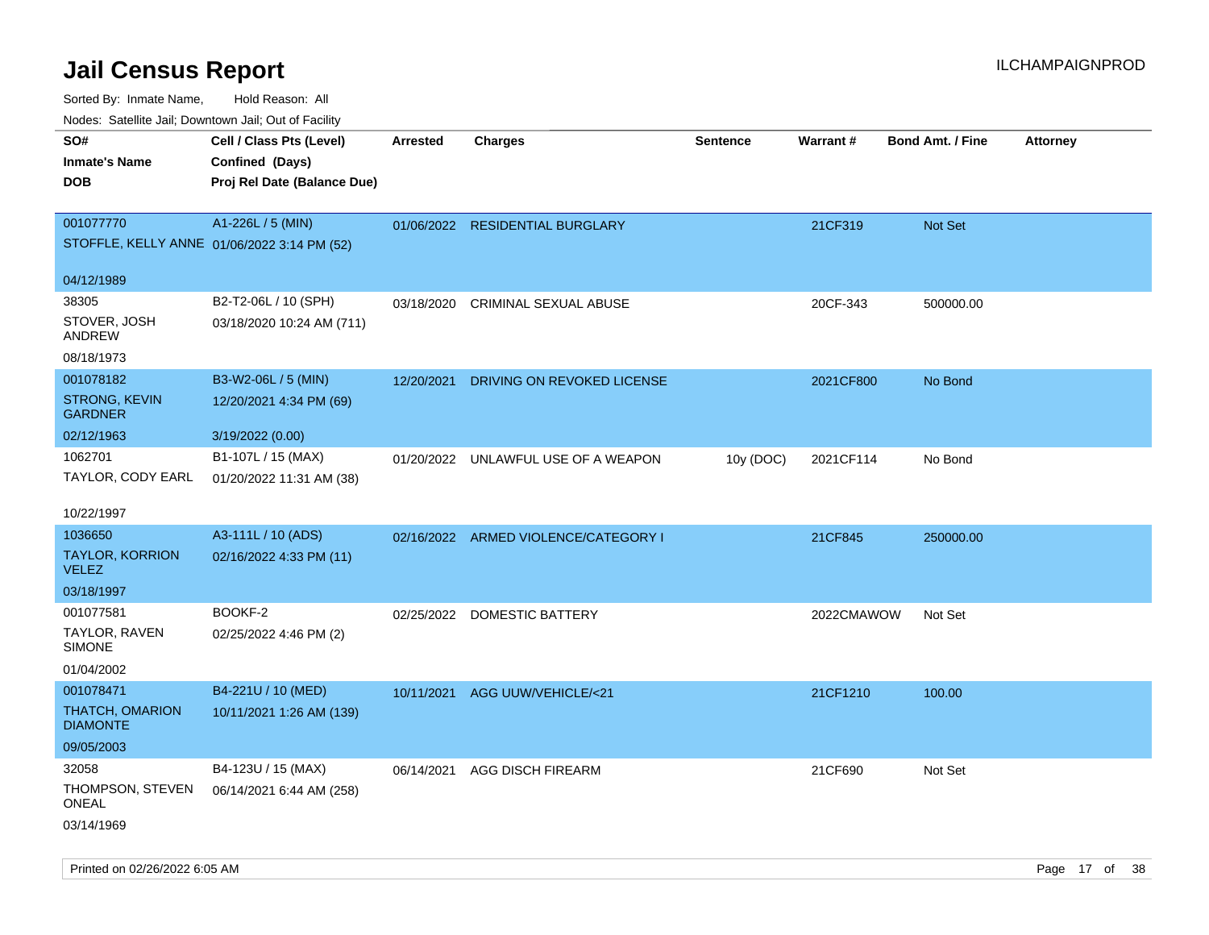# Jail Census Report

ILCHAMPAIGNPROD

Sorted By: Inmate Name, Hold Reason: All

Nodes: Satellite Jail; Downtown Jail; Out of Facility

| SO# / Inmate's Name / DOB | Cell / Class Pts (Level) / Confined (Days) / Proj Rel Date (Balance Due) | Arrested | Charges | Sentence | Warrant # | Bond Amt. / Fine | Attorney |
|---|---|---|---|---|---|---|---|
| 001077770<br>STOFFLE, KELLY ANNE<br>04/12/1989 | A1-226L / 5 (MIN)<br>01/06/2022 3:14 PM (52) | 01/06/2022 | RESIDENTIAL BURGLARY | | 21CF319 | Not Set | |
| 38305<br>STOVER, JOSH ANDREW<br>08/18/1973 | B2-T2-06L / 10 (SPH)<br>03/18/2020 10:24 AM (711) | 03/18/2020 | CRIMINAL SEXUAL ABUSE | | 20CF-343 | 500000.00 | |
| 001078182<br>STRONG, KEVIN GARDNER<br>02/12/1963 | B3-W2-06L / 5 (MIN)<br>12/20/2021 4:34 PM (69)<br>3/19/2022 (0.00) | 12/20/2021 | DRIVING ON REVOKED LICENSE | | 2021CF800 | No Bond | |
| 1062701<br>TAYLOR, CODY EARL<br>10/22/1997 | B1-107L / 15 (MAX)<br>01/20/2022 11:31 AM (38) | 01/20/2022 | UNLAWFUL USE OF A WEAPON | 10y (DOC) | 2021CF114 | No Bond | |
| 1036650<br>TAYLOR, KORRION VELEZ<br>03/18/1997 | A3-111L / 10 (ADS)<br>02/16/2022 4:33 PM (11) | 02/16/2022 | ARMED VIOLENCE/CATEGORY I | | 21CF845 | 250000.00 | |
| 001077581<br>TAYLOR, RAVEN SIMONE<br>01/04/2002 | BOOKF-2<br>02/25/2022 4:46 PM (2) | 02/25/2022 | DOMESTIC BATTERY | | 2022CMAWOW | Not Set | |
| 001078471<br>THATCH, OMARION DIAMONTE<br>09/05/2003 | B4-221U / 10 (MED)<br>10/11/2021 1:26 AM (139) | 10/11/2021 | AGG UUW/VEHICLE/<21 | | 21CF1210 | 100.00 | |
| 32058<br>THOMPSON, STEVEN ONEAL<br>03/14/1969 | B4-123U / 15 (MAX)<br>06/14/2021 6:44 AM (258) | 06/14/2021 | AGG DISCH FIREARM | | 21CF690 | Not Set | |

Printed on 02/26/2022 6:05 AM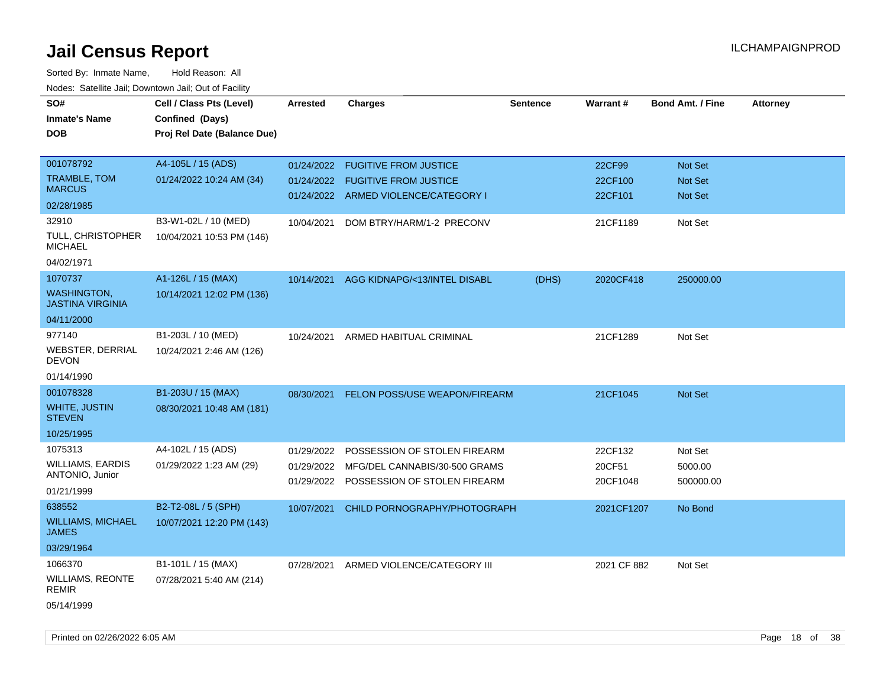# Jail Census Report

ILCHAMPAIGNPROD

Sorted By: Inmate Name, Hold Reason: All

Nodes: Satellite Jail; Downtown Jail; Out of Facility

| SO# / Inmate's Name / DOB | Cell / Class Pts (Level) / Confined (Days) / Proj Rel Date (Balance Due) | Arrested | Charges | Sentence | Warrant # | Bond Amt. / Fine | Attorney |
|---|---|---|---|---|---|---|---|
| 001078792<br>TRAMBLE, TOM MARCUS<br>02/28/1985 | A4-105L / 15 (ADS)<br>01/24/2022 10:24 AM (34) | 01/24/2022<br>01/24/2022<br>01/24/2022 | FUGITIVE FROM JUSTICE<br>FUGITIVE FROM JUSTICE<br>ARMED VIOLENCE/CATEGORY I | | 22CF99<br>22CF100<br>22CF101 | Not Set<br>Not Set<br>Not Set | |
| 32910<br>TULL, CHRISTOPHER MICHAEL<br>04/02/1971 | B3-W1-02L / 10 (MED)<br>10/04/2021 10:53 PM (146) | 10/04/2021 | DOM BTRY/HARM/1-2 PRECONV | | 21CF1189 | Not Set | |
| 1070737<br>WASHINGTON, JASTINA VIRGINIA<br>04/11/2000 | A1-126L / 15 (MAX)<br>10/14/2021 12:02 PM (136) | 10/14/2021 | AGG KIDNAPG/<13/INTEL DISABL | (DHS) | 2020CF418 | 250000.00 | |
| 977140<br>WEBSTER, DERRIAL DEVON<br>01/14/1990 | B1-203L / 10 (MED)<br>10/24/2021 2:46 AM (126) | 10/24/2021 | ARMED HABITUAL CRIMINAL | | 21CF1289 | Not Set | |
| 001078328<br>WHITE, JUSTIN STEVEN<br>10/25/1995 | B1-203U / 15 (MAX)<br>08/30/2021 10:48 AM (181) | 08/30/2021 | FELON POSS/USE WEAPON/FIREARM | | 21CF1045 | Not Set | |
| 1075313<br>WILLIAMS, EARDIS ANTONIO, Junior<br>01/21/1999 | A4-102L / 15 (ADS)<br>01/29/2022 1:23 AM (29) | 01/29/2022<br>01/29/2022<br>01/29/2022 | POSSESSION OF STOLEN FIREARM<br>MFG/DEL CANNABIS/30-500 GRAMS<br>POSSESSION OF STOLEN FIREARM | | 22CF132<br>20CF51<br>20CF1048 | Not Set<br>5000.00<br>500000.00 | |
| 638552<br>WILLIAMS, MICHAEL JAMES<br>03/29/1964 | B2-T2-08L / 5 (SPH)<br>10/07/2021 12:20 PM (143) | 10/07/2021 | CHILD PORNOGRAPHY/PHOTOGRAPH | | 2021CF1207 | No Bond | |
| 1066370<br>WILLIAMS, REONTE REMIR<br>05/14/1999 | B1-101L / 15 (MAX)<br>07/28/2021 5:40 AM (214) | 07/28/2021 | ARMED VIOLENCE/CATEGORY III | | 2021 CF 882 | Not Set | |

Printed on 02/26/2022 6:05 AM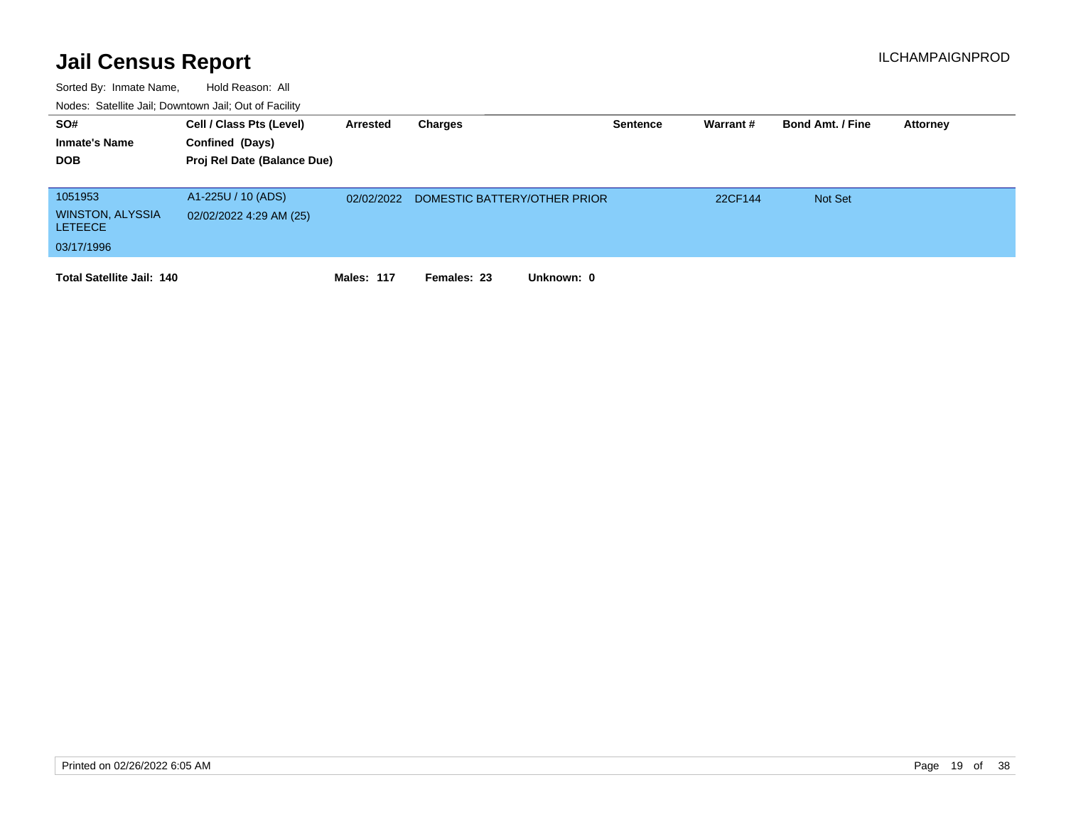# Jail Census Report

ILCHAMPAIGNPROD

Sorted By: Inmate Name, Hold Reason: All

Nodes: Satellite Jail; Downtown Jail; Out of Facility

| SO# / Inmate's Name / DOB | Cell / Class Pts (Level) / Confined (Days) / Proj Rel Date (Balance Due) | Arrested | Charges | Sentence | Warrant # | Bond Amt. / Fine | Attorney |
|---|---|---|---|---|---|---|---|
| 1051953 WINSTON, ALYSSIA LETEECE 03/17/1996 | A1-225U / 10 (ADS) 02/02/2022 4:29 AM (25) | 02/02/2022 | DOMESTIC BATTERY/OTHER PRIOR | | 22CF144 | Not Set | |

**Total Satellite Jail: 140** **Males: 117** **Females: 23** **Unknown: 0**

Printed on 02/26/2022 6:05 AM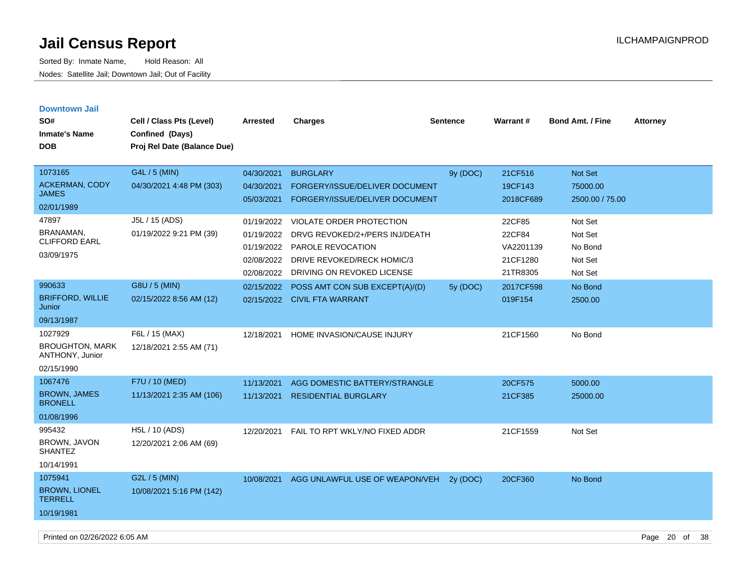# Jail Census Report

Sorted By: Inmate Name, Hold Reason: All

Nodes: Satellite Jail; Downtown Jail; Out of Facility

### Downtown Jail

| SO# / Inmate's Name / DOB | Cell / Class Pts (Level) / Confined (Days) / Proj Rel Date (Balance Due) | Arrested | Charges | Sentence | Warrant # | Bond Amt. / Fine | Attorney |
|---|---|---|---|---|---|---|---|
| 1073165<br>ACKERMAN, CODY JAMES<br>02/01/1989 | G4L / 5 (MIN)<br>04/30/2021 4:48 PM (303) | 04/30/2021 | BURGLARY | 9y (DOC) | 21CF516 | Not Set | |
| | | 04/30/2021 | FORGERY/ISSUE/DELIVER DOCUMENT | | 19CF143 | 75000.00 | |
| | | 05/03/2021 | FORGERY/ISSUE/DELIVER DOCUMENT | | 2018CF689 | 2500.00 / 75.00 | |
| 47897<br>BRANAMAN, CLIFFORD EARL<br>03/09/1975 | J5L / 15 (ADS)<br>01/19/2022 9:21 PM (39) | 01/19/2022 | VIOLATE ORDER PROTECTION | | 22CF85 | Not Set | |
| | | 01/19/2022 | DRVG REVOKED/2+/PERS INJ/DEATH | | 22CF84 | Not Set | |
| | | 01/19/2022 | PAROLE REVOCATION | | VA2201139 | No Bond | |
| | | 02/08/2022 | DRIVE REVOKED/RECK HOMIC/3 | | 21CF1280 | Not Set | |
| | | 02/08/2022 | DRIVING ON REVOKED LICENSE | | 21TR8305 | Not Set | |
| 990633<br>BRIFFORD, WILLIE Junior<br>09/13/1987 | G8U / 5 (MIN)<br>02/15/2022 8:56 AM (12) | 02/15/2022 | POSS AMT CON SUB EXCEPT(A)/(D) | 5y (DOC) | 2017CF598 | No Bond | |
| | | 02/15/2022 | CIVIL FTA WARRANT | | 019F154 | 2500.00 | |
| 1027929<br>BROUGHTON, MARK ANTHONY, Junior<br>02/15/1990 | F6L / 15 (MAX)<br>12/18/2021 2:55 AM (71) | 12/18/2021 | HOME INVASION/CAUSE INJURY | | 21CF1560 | No Bond | |
| 1067476<br>BROWN, JAMES BRONELL<br>01/08/1996 | F7U / 10 (MED)<br>11/13/2021 2:35 AM (106) | 11/13/2021 | AGG DOMESTIC BATTERY/STRANGLE | | 20CF575 | 5000.00 | |
| | | 11/13/2021 | RESIDENTIAL BURGLARY | | 21CF385 | 25000.00 | |
| 995432<br>BROWN, JAVON SHANTEZ<br>10/14/1991 | H5L / 10 (ADS)<br>12/20/2021 2:06 AM (69) | 12/20/2021 | FAIL TO RPT WKLY/NO FIXED ADDR | | 21CF1559 | Not Set | |
| 1075941<br>BROWN, LIONEL TERRELL<br>10/19/1981 | G2L / 5 (MIN)<br>10/08/2021 5:16 PM (142) | 10/08/2021 | AGG UNLAWFUL USE OF WEAPON/VEH | 2y (DOC) | 20CF360 | No Bond | |

Printed on 02/26/2022 6:05 AM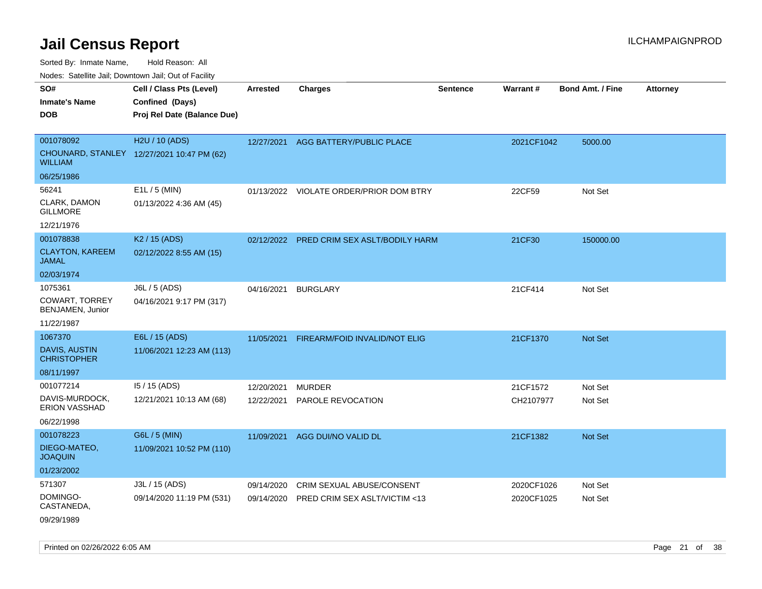# Jail Census Report

ILCHAMPAIGNPROD

Sorted By: Inmate Name, Hold Reason: All

Nodes: Satellite Jail; Downtown Jail; Out of Facility

| SO# / Inmate's Name / DOB | Cell / Class Pts (Level) / Confined (Days) / Proj Rel Date (Balance Due) | Arrested | Charges | Sentence | Warrant # | Bond Amt. / Fine | Attorney |
|---|---|---|---|---|---|---|---|
| 001078092 CHOUNARD, STANLEY WILLIAM 06/25/1986 | H2U / 10 (ADS) 12/27/2021 10:47 PM (62) | 12/27/2021 | AGG BATTERY/PUBLIC PLACE | | 2021CF1042 | 5000.00 | |
| 56241 CLARK, DAMON GILLMORE 12/21/1976 | E1L / 5 (MIN) 01/13/2022 4:36 AM (45) | 01/13/2022 | VIOLATE ORDER/PRIOR DOM BTRY | | 22CF59 | Not Set | |
| 001078838 CLAYTON, KAREEM JAMAL 02/03/1974 | K2 / 15 (ADS) 02/12/2022 8:55 AM (15) | 02/12/2022 | PRED CRIM SEX ASLT/BODILY HARM | | 21CF30 | 150000.00 | |
| 1075361 COWART, TORREY BENJAMEN, Junior 11/22/1987 | J6L / 5 (ADS) 04/16/2021 9:17 PM (317) | 04/16/2021 | BURGLARY | | 21CF414 | Not Set | |
| 1067370 DAVIS, AUSTIN CHRISTOPHER 08/11/1997 | E6L / 15 (ADS) 11/06/2021 12:23 AM (113) | 11/05/2021 | FIREARM/FOID INVALID/NOT ELIG | | 21CF1370 | Not Set | |
| 001077214 DAVIS-MURDOCK, ERION VASSHAD 06/22/1998 | I5 / 15 (ADS) 12/21/2021 10:13 AM (68) | 12/20/2021 | MURDER | | 21CF1572 | Not Set | |
| | | 12/22/2021 | PAROLE REVOCATION | | CH2107977 | Not Set | |
| 001078223 DIEGO-MATEO, JOAQUIN 01/23/2002 | G6L / 5 (MIN) 11/09/2021 10:52 PM (110) | 11/09/2021 | AGG DUI/NO VALID DL | | 21CF1382 | Not Set | |
| 571307 DOMINGO-CASTANEDA, 09/29/1989 | J3L / 15 (ADS) 09/14/2020 11:19 PM (531) | 09/14/2020 | CRIM SEXUAL ABUSE/CONSENT | | 2020CF1026 | Not Set | |
| | | 09/14/2020 | PRED CRIM SEX ASLT/VICTIM <13 | | 2020CF1025 | Not Set | |

Printed on 02/26/2022 6:05 AM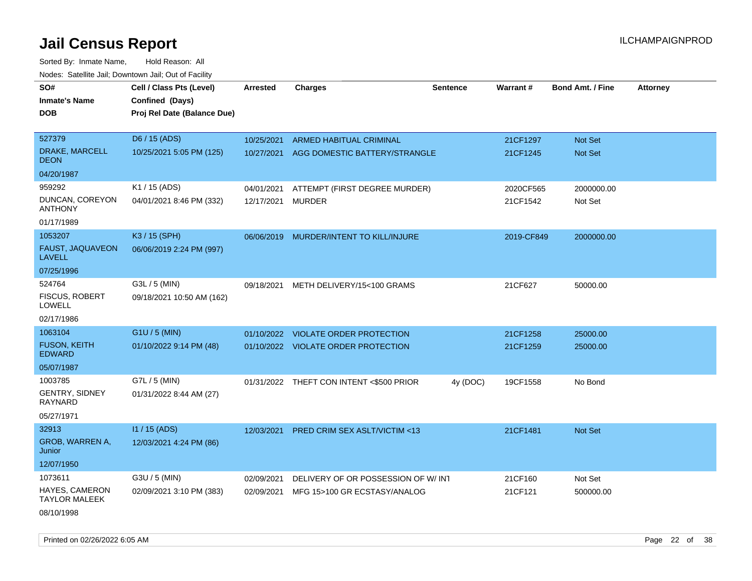# Jail Census Report

ILCHAMPAIGNPROD

Sorted By: Inmate Name, Hold Reason: All

Nodes: Satellite Jail; Downtown Jail; Out of Facility

| SO# / Inmate's Name / DOB | Cell / Class Pts (Level) / Confined (Days) / Proj Rel Date (Balance Due) | Arrested | Charges | Sentence | Warrant # | Bond Amt. / Fine | Attorney |
|---|---|---|---|---|---|---|---|
| 527379 DRAKE, MARCELL DEON 04/20/1987 | D6 / 15 (ADS) 10/25/2021 5:05 PM (125) | 10/25/2021 | ARMED HABITUAL CRIMINAL | | 21CF1297 | Not Set | |
| | | 10/27/2021 | AGG DOMESTIC BATTERY/STRANGLE | | 21CF1245 | Not Set | |
| 959292 DUNCAN, COREYON ANTHONY 01/17/1989 | K1 / 15 (ADS) 04/01/2021 8:46 PM (332) | 04/01/2021 | ATTEMPT (FIRST DEGREE MURDER) | | 2020CF565 | 2000000.00 | |
| | | 12/17/2021 | MURDER | | 21CF1542 | Not Set | |
| 1053207 FAUST, JAQUAVEON LAVELL 07/25/1996 | K3 / 15 (SPH) 06/06/2019 2:24 PM (997) | 06/06/2019 | MURDER/INTENT TO KILL/INJURE | | 2019-CF849 | 2000000.00 | |
| 524764 FISCUS, ROBERT LOWELL 02/17/1986 | G3L / 5 (MIN) 09/18/2021 10:50 AM (162) | 09/18/2021 | METH DELIVERY/15<100 GRAMS | | 21CF627 | 50000.00 | |
| 1063104 FUSON, KEITH EDWARD 05/07/1987 | G1U / 5 (MIN) 01/10/2022 9:14 PM (48) | 01/10/2022 | VIOLATE ORDER PROTECTION | | 21CF1258 | 25000.00 | |
| | | 01/10/2022 | VIOLATE ORDER PROTECTION | | 21CF1259 | 25000.00 | |
| 1003785 GENTRY, SIDNEY RAYNARD 05/27/1971 | G7L / 5 (MIN) 01/31/2022 8:44 AM (27) | 01/31/2022 | THEFT CON INTENT <$500 PRIOR | 4y (DOC) | 19CF1558 | No Bond | |
| 32913 GROB, WARREN A, Junior 12/07/1950 | I1 / 15 (ADS) 12/03/2021 4:24 PM (86) | 12/03/2021 | PRED CRIM SEX ASLT/VICTIM <13 | | 21CF1481 | Not Set | |
| 1073611 HAYES, CAMERON TAYLOR MALEEK 08/10/1998 | G3U / 5 (MIN) 02/09/2021 3:10 PM (383) | 02/09/2021 | DELIVERY OF OR POSSESSION OF W/ INT | | 21CF160 | Not Set | |
| | | 02/09/2021 | MFG 15>100 GR ECSTASY/ANALOG | | 21CF121 | 500000.00 | |

Printed on 02/26/2022 6:05 AM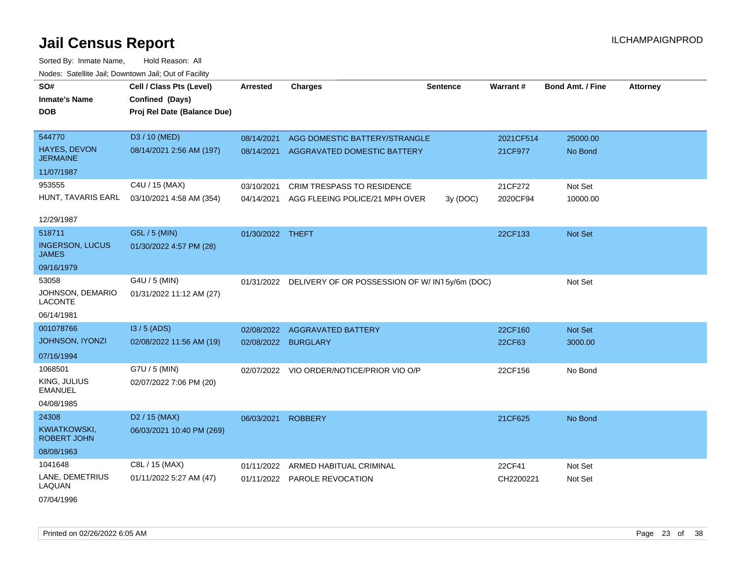# Jail Census Report

ILCHAMPAIGNPROD

Sorted By: Inmate Name, Hold Reason: All

Nodes: Satellite Jail; Downtown Jail; Out of Facility

| SO# / Inmate's Name / DOB | Cell / Class Pts (Level) / Confined (Days) / Proj Rel Date (Balance Due) | Arrested | Charges | Sentence | Warrant # | Bond Amt. / Fine | Attorney |
|---|---|---|---|---|---|---|---|
| 544770<br>HAYES, DEVON JERMAINE<br>11/07/1987 | D3 / 10 (MED)<br>08/14/2021 2:56 AM (197) | 08/14/2021 | AGG DOMESTIC BATTERY/STRANGLE | | 2021CF514 | 25000.00 | |
| | | 08/14/2021 | AGGRAVATED DOMESTIC BATTERY | | 21CF977 | No Bond | |
| 953555<br>HUNT, TAVARIS EARL<br>12/29/1987 | C4U / 15 (MAX)<br>03/10/2021 4:58 AM (354) | 03/10/2021 | CRIM TRESPASS TO RESIDENCE | | 21CF272 | Not Set | |
| | | 04/14/2021 | AGG FLEEING POLICE/21 MPH OVER | 3y (DOC) | 2020CF94 | 10000.00 | |
| 518711<br>INGERSON, LUCUS JAMES<br>09/16/1979 | G5L / 5 (MIN)<br>01/30/2022 4:57 PM (28) | 01/30/2022 | THEFT | | 22CF133 | Not Set | |
| 53058<br>JOHNSON, DEMARIO LACONTE<br>06/14/1981 | G4U / 5 (MIN)<br>01/31/2022 11:12 AM (27) | 01/31/2022 | DELIVERY OF OR POSSESSION OF W/ INT | 5y/6m (DOC) | | Not Set | |
| 001078766<br>JOHNSON, IYONZI<br>07/16/1994 | I3 / 5 (ADS)<br>02/08/2022 11:56 AM (19) | 02/08/2022 | AGGRAVATED BATTERY | | 22CF160 | Not Set | |
| | | 02/08/2022 | BURGLARY | | 22CF63 | 3000.00 | |
| 1068501<br>KING, JULIUS EMANUEL<br>04/08/1985 | G7U / 5 (MIN)<br>02/07/2022 7:06 PM (20) | 02/07/2022 | VIO ORDER/NOTICE/PRIOR VIO O/P | | 22CF156 | No Bond | |
| 24308<br>KWIATKOWSKI, ROBERT JOHN<br>08/08/1963 | D2 / 15 (MAX)<br>06/03/2021 10:40 PM (269) | 06/03/2021 | ROBBERY | | 21CF625 | No Bond | |
| 1041648<br>LANE, DEMETRIUS LAQUAN<br>07/04/1996 | C8L / 15 (MAX)<br>01/11/2022 5:27 AM (47) | 01/11/2022 | ARMED HABITUAL CRIMINAL | | 22CF41 | Not Set | |
| | | 01/11/2022 | PAROLE REVOCATION | | CH2200221 | Not Set | |

Printed on 02/26/2022 6:05 AM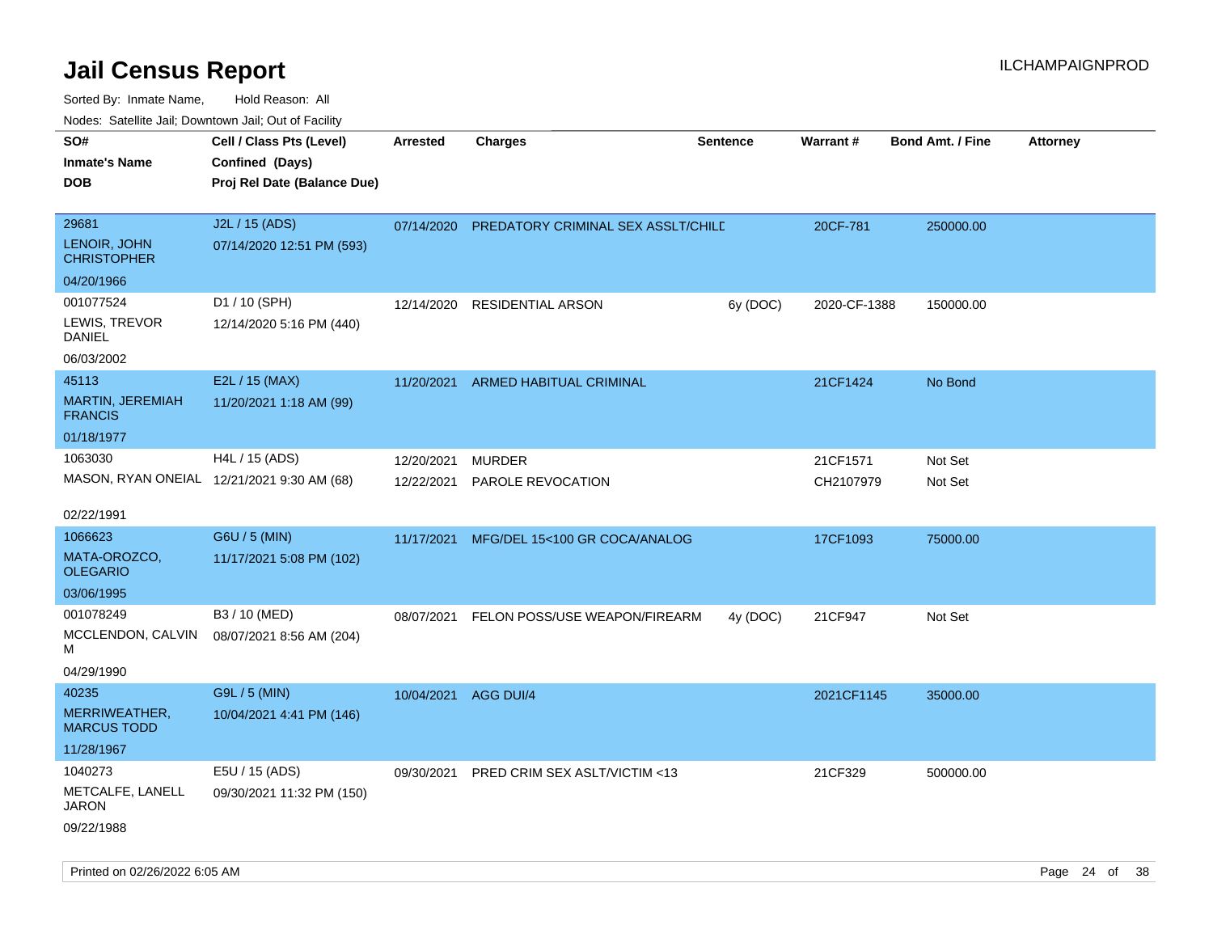# Jail Census Report

Sorted By: Inmate Name,     Hold Reason: All

Nodes: Satellite Jail; Downtown Jail; Out of Facility

| SO# / Inmate's Name / DOB | Cell / Class Pts (Level) / Confined (Days) / Proj Rel Date (Balance Due) | Arrested | Charges | Sentence | Warrant # | Bond Amt. / Fine | Attorney |
|---|---|---|---|---|---|---|---|
| 29681<br>LENOIR, JOHN CHRISTOPHER<br>04/20/1966 | J2L / 15 (ADS)<br>07/14/2020 12:51 PM (593) | 07/14/2020 | PREDATORY CRIMINAL SEX ASSLT/CHILD | | 20CF-781 | 250000.00 | |
| 001077524<br>LEWIS, TREVOR DANIEL<br>06/03/2002 | D1 / 10 (SPH)<br>12/14/2020 5:16 PM (440) | 12/14/2020 | RESIDENTIAL ARSON | 6y (DOC) | 2020-CF-1388 | 150000.00 | |
| 45113<br>MARTIN, JEREMIAH FRANCIS<br>01/18/1977 | E2L / 15 (MAX)<br>11/20/2021 1:18 AM (99) | 11/20/2021 | ARMED HABITUAL CRIMINAL | | 21CF1424 | No Bond | |
| 1063030<br>MASON, RYAN ONEIAL<br>02/22/1991 | H4L / 15 (ADS)<br>12/21/2021 9:30 AM (68) | 12/20/2021<br>12/22/2021 | MURDER<br>PAROLE REVOCATION | | 21CF1571<br>CH2107979 | Not Set<br>Not Set | |
| 1066623<br>MATA-OROZCO, OLEGARIO<br>03/06/1995 | G6U / 5 (MIN)<br>11/17/2021 5:08 PM (102) | 11/17/2021 | MFG/DEL 15<100 GR COCA/ANALOG | | 17CF1093 | 75000.00 | |
| 001078249<br>MCCLENDON, CALVIN M<br>04/29/1990 | B3 / 10 (MED)<br>08/07/2021 8:56 AM (204) | 08/07/2021 | FELON POSS/USE WEAPON/FIREARM | 4y (DOC) | 21CF947 | Not Set | |
| 40235<br>MERRIWEATHER, MARCUS TODD<br>11/28/1967 | G9L / 5 (MIN)<br>10/04/2021 4:41 PM (146) | 10/04/2021 | AGG DUI/4 | | 2021CF1145 | 35000.00 | |
| 1040273<br>METCALFE, LANELL JARON<br>09/22/1988 | E5U / 15 (ADS)<br>09/30/2021 11:32 PM (150) | 09/30/2021 | PRED CRIM SEX ASLT/VICTIM <13 | | 21CF329 | 500000.00 | |

Printed on 02/26/2022 6:05 AM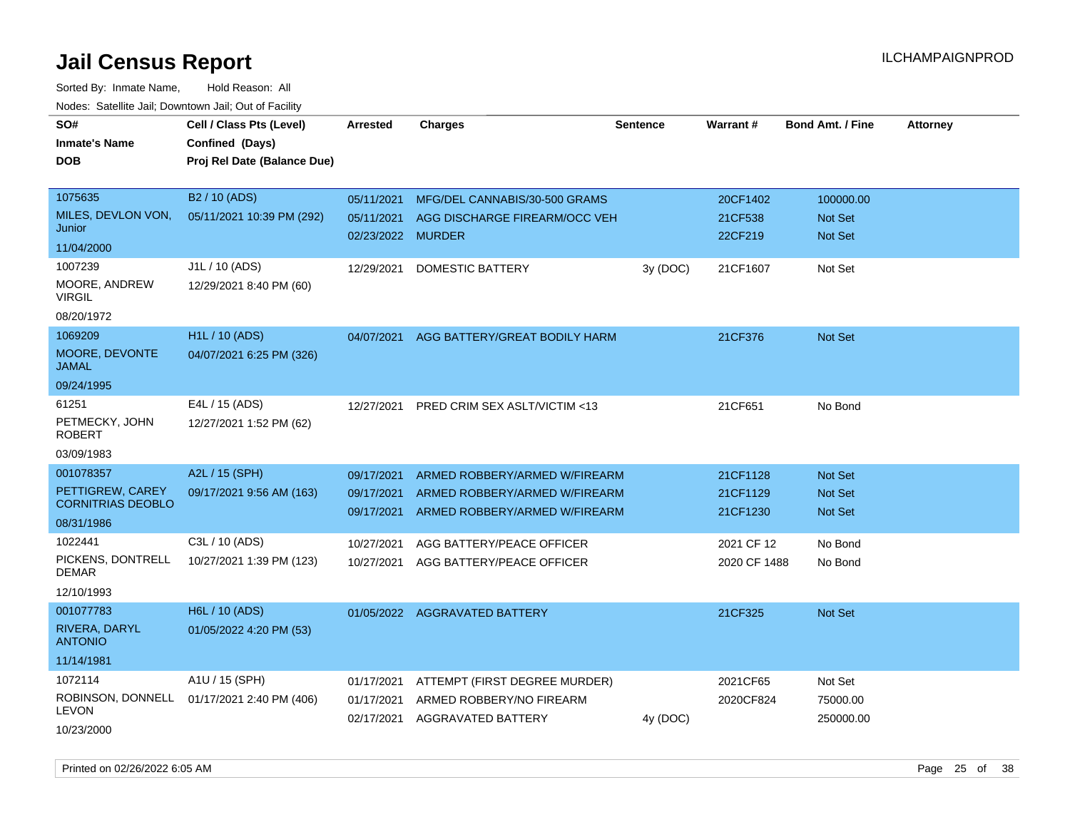# Jail Census Report

ILCHAMPAIGNPROD

Sorted By: Inmate Name, Hold Reason: All

Nodes: Satellite Jail; Downtown Jail; Out of Facility

| SO# / Inmate's Name / DOB | Cell / Class Pts (Level) / Confined (Days) / Proj Rel Date (Balance Due) | Arrested | Charges | Sentence | Warrant # | Bond Amt. / Fine | Attorney |
|---|---|---|---|---|---|---|---|
| 1075635<br>MILES, DEVLON VON, Junior<br>11/04/2000 | B2 / 10 (ADS)<br>05/11/2021 10:39 PM (292) | 05/11/2021 | MFG/DEL CANNABIS/30-500 GRAMS | | 20CF1402 | 100000.00 | |
| | | 05/11/2021 | AGG DISCHARGE FIREARM/OCC VEH | | 21CF538 | Not Set | |
| | | 02/23/2022 | MURDER | | 22CF219 | Not Set | |
| 1007239<br>MOORE, ANDREW VIRGIL<br>08/20/1972 | J1L / 10 (ADS)<br>12/29/2021 8:40 PM (60) | 12/29/2021 | DOMESTIC BATTERY | 3y (DOC) | 21CF1607 | Not Set | |
| 1069209<br>MOORE, DEVONTE JAMAL<br>09/24/1995 | H1L / 10 (ADS)<br>04/07/2021 6:25 PM (326) | 04/07/2021 | AGG BATTERY/GREAT BODILY HARM | | 21CF376 | Not Set | |
| 61251<br>PETMECKY, JOHN ROBERT<br>03/09/1983 | E4L / 15 (ADS)<br>12/27/2021 1:52 PM (62) | 12/27/2021 | PRED CRIM SEX ASLT/VICTIM <13 | | 21CF651 | No Bond | |
| 001078357<br>PETTIGREW, CAREY CORNITRIAS DEOBLO<br>08/31/1986 | A2L / 15 (SPH)<br>09/17/2021 9:56 AM (163) | 09/17/2021 | ARMED ROBBERY/ARMED W/FIREARM | | 21CF1128 | Not Set | |
| | | 09/17/2021 | ARMED ROBBERY/ARMED W/FIREARM | | 21CF1129 | Not Set | |
| | | 09/17/2021 | ARMED ROBBERY/ARMED W/FIREARM | | 21CF1230 | Not Set | |
| 1022441<br>PICKENS, DONTRELL DEMAR<br>12/10/1993 | C3L / 10 (ADS)<br>10/27/2021 1:39 PM (123) | 10/27/2021 | AGG BATTERY/PEACE OFFICER | | 2021 CF 12 | No Bond | |
| | | 10/27/2021 | AGG BATTERY/PEACE OFFICER | | 2020 CF 1488 | No Bond | |
| 001077783<br>RIVERA, DARYL ANTONIO<br>11/14/1981 | H6L / 10 (ADS)<br>01/05/2022 4:20 PM (53) | 01/05/2022 | AGGRAVATED BATTERY | | 21CF325 | Not Set | |
| 1072114<br>ROBINSON, DONNELL LEVON<br>10/23/2000 | A1U / 15 (SPH)<br>01/17/2021 2:40 PM (406) | 01/17/2021 | ATTEMPT (FIRST DEGREE MURDER) | | 2021CF65 | Not Set | |
| | | 01/17/2021 | ARMED ROBBERY/NO FIREARM | | 2020CF824 | 75000.00 | |
| | | 02/17/2021 | AGGRAVATED BATTERY | 4y (DOC) | | 250000.00 | |

Printed on 02/26/2022 6:05 AM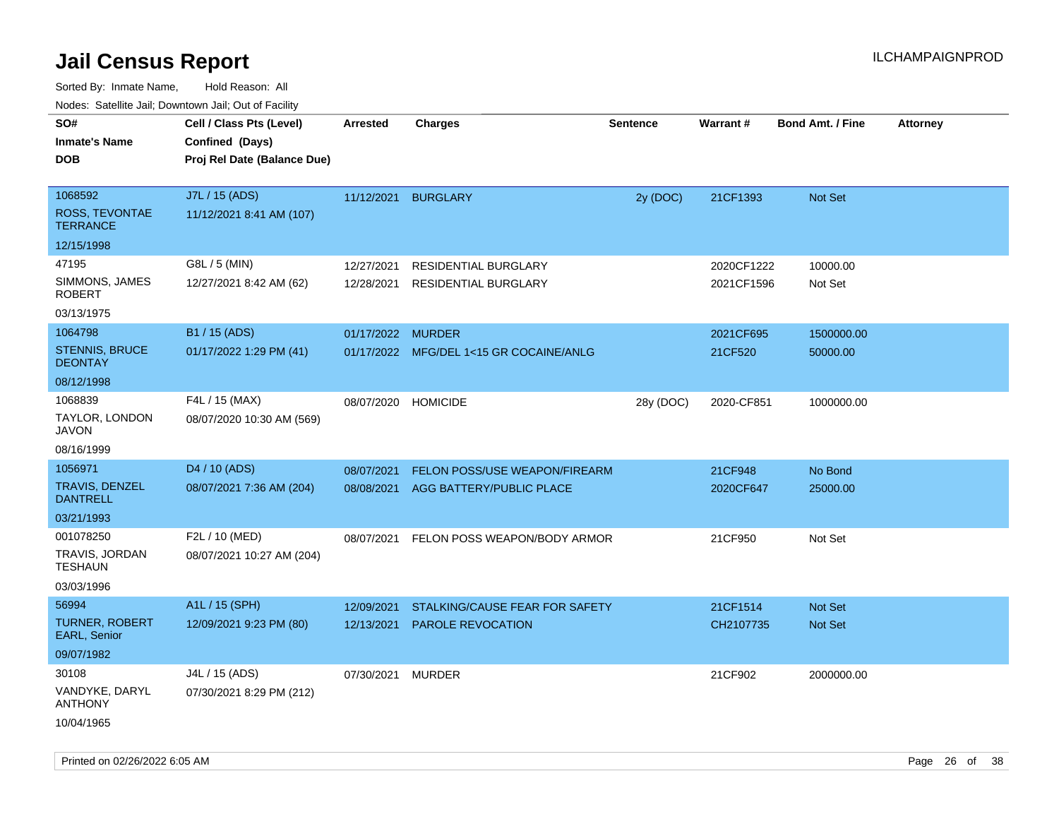# Jail Census Report

Sorted By: Inmate Name, Hold Reason: All

Nodes: Satellite Jail; Downtown Jail; Out of Facility

| SO# / Inmate's Name / DOB | Cell / Class Pts (Level) / Confined (Days) / Proj Rel Date (Balance Due) | Arrested | Charges | Sentence | Warrant # | Bond Amt. / Fine | Attorney |
|---|---|---|---|---|---|---|---|
| 1068592<br>ROSS, TEVONTAE TERRANCE<br>12/15/1998 | J7L / 15 (ADS)<br>11/12/2021 8:41 AM (107) | 11/12/2021 | BURGLARY | 2y (DOC) | 21CF1393 | Not Set | |
| 47195<br>SIMMONS, JAMES ROBERT<br>03/13/1975 | G8L / 5 (MIN)<br>12/27/2021 8:42 AM (62) | 12/27/2021<br>12/28/2021 | RESIDENTIAL BURGLARY<br>RESIDENTIAL BURGLARY | | 2020CF1222<br>2021CF1596 | 10000.00<br>Not Set | |
| 1064798<br>STENNIS, BRUCE DEONTAY<br>08/12/1998 | B1 / 15 (ADS)<br>01/17/2022 1:29 PM (41) | 01/17/2022<br>01/17/2022 | MURDER<br>MFG/DEL 1<15 GR COCAINE/ANLG | | 2021CF695<br>21CF520 | 1500000.00<br>50000.00 | |
| 1068839<br>TAYLOR, LONDON JAVON<br>08/16/1999 | F4L / 15 (MAX)<br>08/07/2020 10:30 AM (569) | 08/07/2020 | HOMICIDE | 28y (DOC) | 2020-CF851 | 1000000.00 | |
| 1056971<br>TRAVIS, DENZEL DANTRELL<br>03/21/1993 | D4 / 10 (ADS)<br>08/07/2021 7:36 AM (204) | 08/07/2021<br>08/08/2021 | FELON POSS/USE WEAPON/FIREARM<br>AGG BATTERY/PUBLIC PLACE | | 21CF948<br>2020CF647 | No Bond<br>25000.00 | |
| 001078250<br>TRAVIS, JORDAN TESHAUN<br>03/03/1996 | F2L / 10 (MED)<br>08/07/2021 10:27 AM (204) | 08/07/2021 | FELON POSS WEAPON/BODY ARMOR | | 21CF950 | Not Set | |
| 56994<br>TURNER, ROBERT EARL, Senior<br>09/07/1982 | A1L / 15 (SPH)<br>12/09/2021 9:23 PM (80) | 12/09/2021<br>12/13/2021 | STALKING/CAUSE FEAR FOR SAFETY<br>PAROLE REVOCATION | | 21CF1514<br>CH2107735 | Not Set<br>Not Set | |
| 30108<br>VANDYKE, DARYL ANTHONY<br>10/04/1965 | J4L / 15 (ADS)<br>07/30/2021 8:29 PM (212) | 07/30/2021 | MURDER | | 21CF902 | 2000000.00 | |

Printed on 02/26/2022 6:05 AM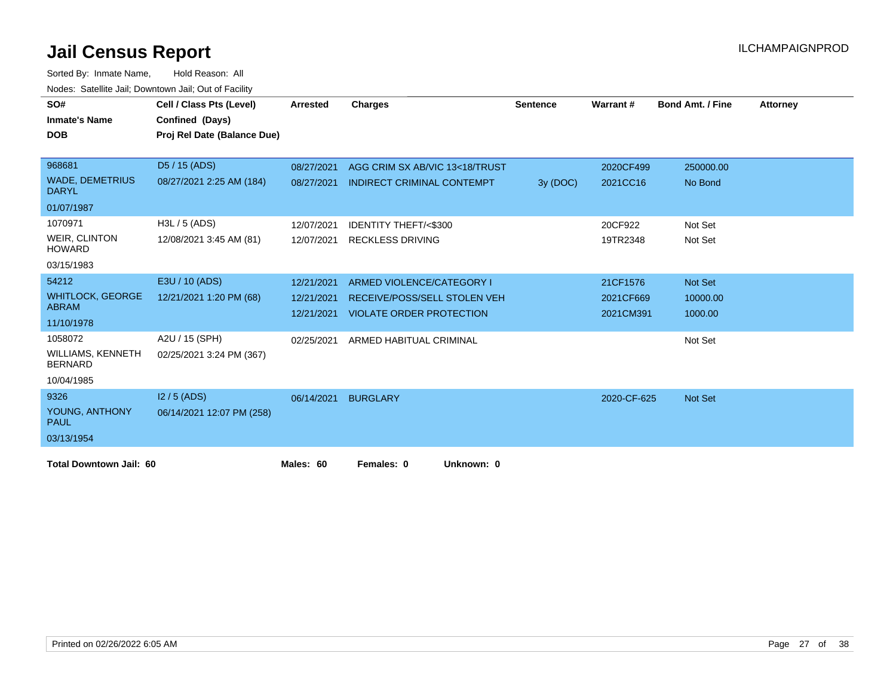# Jail Census Report

ILCHAMPAIGNPROD

Sorted By: Inmate Name, Hold Reason: All

Nodes: Satellite Jail; Downtown Jail; Out of Facility

| SO# / Inmate's Name / DOB | Cell / Class Pts (Level) / Confined (Days) / Proj Rel Date (Balance Due) | Arrested | Charges | Sentence | Warrant # | Bond Amt. / Fine | Attorney |
|---|---|---|---|---|---|---|---|
| 968681 WADE, DEMETRIUS DARYL 01/07/1987 | D5 / 15 (ADS) 08/27/2021 2:25 AM (184) | 08/27/2021 | AGG CRIM SX AB/VIC 13<18/TRUST | | 2020CF499 | 250000.00 | |
| | | 08/27/2021 | INDIRECT CRIMINAL CONTEMPT | 3y (DOC) | 2021CC16 | No Bond | |
| 1070971 WEIR, CLINTON HOWARD 03/15/1983 | H3L / 5 (ADS) 12/08/2021 3:45 AM (81) | 12/07/2021 | IDENTITY THEFT/<$300 | | 20CF922 | Not Set | |
| | | 12/07/2021 | RECKLESS DRIVING | | 19TR2348 | Not Set | |
| 54212 WHITLOCK, GEORGE ABRAM 11/10/1978 | E3U / 10 (ADS) 12/21/2021 1:20 PM (68) | 12/21/2021 | ARMED VIOLENCE/CATEGORY I | | 21CF1576 | Not Set | |
| | | 12/21/2021 | RECEIVE/POSS/SELL STOLEN VEH | | 2021CF669 | 10000.00 | |
| | | 12/21/2021 | VIOLATE ORDER PROTECTION | | 2021CM391 | 1000.00 | |
| 1058072 WILLIAMS, KENNETH BERNARD 10/04/1985 | A2U / 15 (SPH) 02/25/2021 3:24 PM (367) | 02/25/2021 | ARMED HABITUAL CRIMINAL | | | Not Set | |
| 9326 YOUNG, ANTHONY PAUL 03/13/1954 | I2 / 5 (ADS) 06/14/2021 12:07 PM (258) | 06/14/2021 | BURGLARY | | 2020-CF-625 | Not Set | |

**Total Downtown Jail: 60** **Males: 60** **Females: 0** **Unknown: 0**

Printed on 02/26/2022 6:05 AM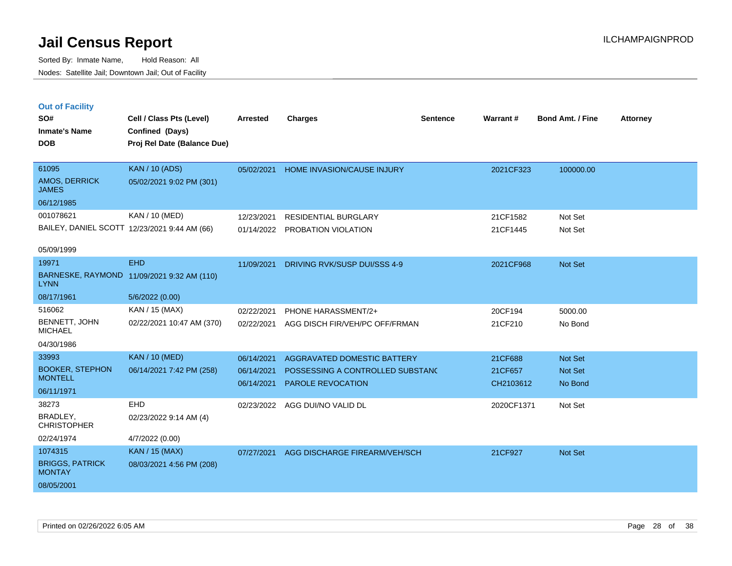# Jail Census Report

Sorted By: Inmate Name, Hold Reason: All

Nodes: Satellite Jail; Downtown Jail; Out of Facility

ILCHAMPAIGNPROD

## Out of Facility

| SO# / Inmate's Name / DOB | Cell / Class Pts (Level) / Confined (Days) / Proj Rel Date (Balance Due) | Arrested | Charges | Sentence | Warrant # | Bond Amt. / Fine | Attorney |
|---|---|---|---|---|---|---|---|
| 61095 AMOS, DERRICK JAMES 06/12/1985 | KAN / 10 (ADS) 05/02/2021 9:02 PM (301) | 05/02/2021 | HOME INVASION/CAUSE INJURY | | 2021CF323 | 100000.00 | |
| 001078621 BAILEY, DANIEL SCOTT 05/09/1999 | KAN / 10 (MED) 12/23/2021 9:44 AM (66) | 12/23/2021 | RESIDENTIAL BURGLARY | | 21CF1582 | Not Set | |
| | | 01/14/2022 | PROBATION VIOLATION | | 21CF1445 | Not Set | |
| 19971 BARNESKE, RAYMOND LYNN 08/17/1961 | EHD 11/09/2021 9:32 AM (110) 5/6/2022 (0.00) | 11/09/2021 | DRIVING RVK/SUSP DUI/SSS 4-9 | | 2021CF968 | Not Set | |
| 516062 BENNETT, JOHN MICHAEL 04/30/1986 | KAN / 15 (MAX) 02/22/2021 10:47 AM (370) | 02/22/2021 | PHONE HARASSMENT/2+ | | 20CF194 | 5000.00 | |
| | | 02/22/2021 | AGG DISCH FIR/VEH/PC OFF/FRMAN | | 21CF210 | No Bond | |
| 33993 BOOKER, STEPHON MONTELL 06/11/1971 | KAN / 10 (MED) 06/14/2021 7:42 PM (258) | 06/14/2021 | AGGRAVATED DOMESTIC BATTERY | | 21CF688 | Not Set | |
| | | 06/14/2021 | POSSESSING A CONTROLLED SUBSTANC | | 21CF657 | Not Set | |
| | | 06/14/2021 | PAROLE REVOCATION | | CH2103612 | No Bond | |
| 38273 BRADLEY, CHRISTOPHER 02/24/1974 | EHD 02/23/2022 9:14 AM (4) 4/7/2022 (0.00) | 02/23/2022 | AGG DUI/NO VALID DL | | 2020CF1371 | Not Set | |
| 1074315 BRIGGS, PATRICK MONTAY 08/05/2001 | KAN / 15 (MAX) 08/03/2021 4:56 PM (208) | 07/27/2021 | AGG DISCHARGE FIREARM/VEH/SCH | | 21CF927 | Not Set | |

Printed on 02/26/2022 6:05 AM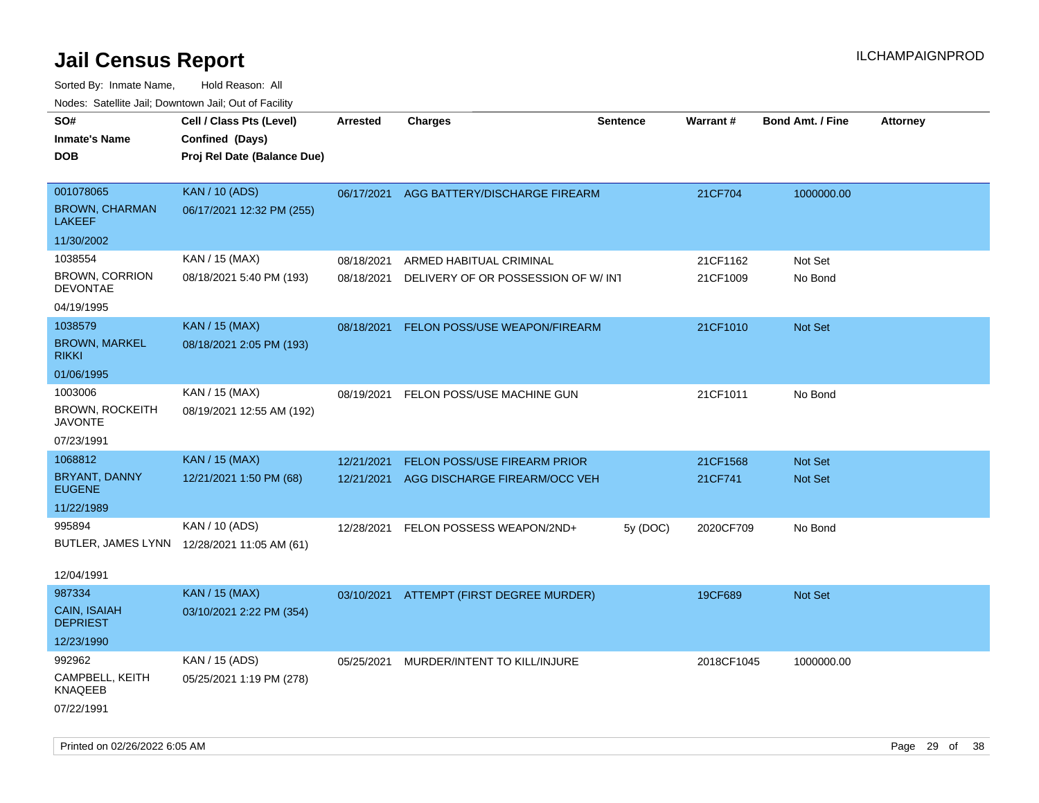# Jail Census Report

ILCHAMPAIGNPROD

Sorted By: Inmate Name, Hold Reason: All

Nodes: Satellite Jail; Downtown Jail; Out of Facility

| SO# / Inmate's Name / DOB | Cell / Class Pts (Level) / Confined (Days) / Proj Rel Date (Balance Due) | Arrested | Charges | Sentence | Warrant # | Bond Amt. / Fine | Attorney |
|---|---|---|---|---|---|---|---|
| 001078065<br>BROWN, CHARMAN LAKEEF<br>11/30/2002 | KAN / 10 (ADS)<br>06/17/2021 12:32 PM (255) | 06/17/2021 | AGG BATTERY/DISCHARGE FIREARM | | 21CF704 | 1000000.00 | |
| 1038554<br>BROWN, CORRION DEVONTAE<br>04/19/1995 | KAN / 15 (MAX)<br>08/18/2021 5:40 PM (193) | 08/18/2021<br>08/18/2021 | ARMED HABITUAL CRIMINAL<br>DELIVERY OF OR POSSESSION OF W/ INT | | 21CF1162<br>21CF1009 | Not Set<br>No Bond | |
| 1038579<br>BROWN, MARKEL RIKKI<br>01/06/1995 | KAN / 15 (MAX)<br>08/18/2021 2:05 PM (193) | 08/18/2021 | FELON POSS/USE WEAPON/FIREARM | | 21CF1010 | Not Set | |
| 1003006<br>BROWN, ROCKEITH JAVONTE<br>07/23/1991 | KAN / 15 (MAX)<br>08/19/2021 12:55 AM (192) | 08/19/2021 | FELON POSS/USE MACHINE GUN | | 21CF1011 | No Bond | |
| 1068812<br>BRYANT, DANNY EUGENE<br>11/22/1989 | KAN / 15 (MAX)<br>12/21/2021 1:50 PM (68) | 12/21/2021<br>12/21/2021 | FELON POSS/USE FIREARM PRIOR<br>AGG DISCHARGE FIREARM/OCC VEH | | 21CF1568<br>21CF741 | Not Set<br>Not Set | |
| 995894<br>BUTLER, JAMES LYNN<br>12/04/1991 | KAN / 10 (ADS)<br>12/28/2021 11:05 AM (61) | 12/28/2021 | FELON POSSESS WEAPON/2ND+ | 5y (DOC) | 2020CF709 | No Bond | |
| 987334<br>CAIN, ISAIAH DEPRIEST<br>12/23/1990 | KAN / 15 (MAX)<br>03/10/2021 2:22 PM (354) | 03/10/2021 | ATTEMPT (FIRST DEGREE MURDER) | | 19CF689 | Not Set | |
| 992962<br>CAMPBELL, KEITH KNAQEEB<br>07/22/1991 | KAN / 15 (ADS)<br>05/25/2021 1:19 PM (278) | 05/25/2021 | MURDER/INTENT TO KILL/INJURE | | 2018CF1045 | 1000000.00 | |

Printed on 02/26/2022 6:05 AM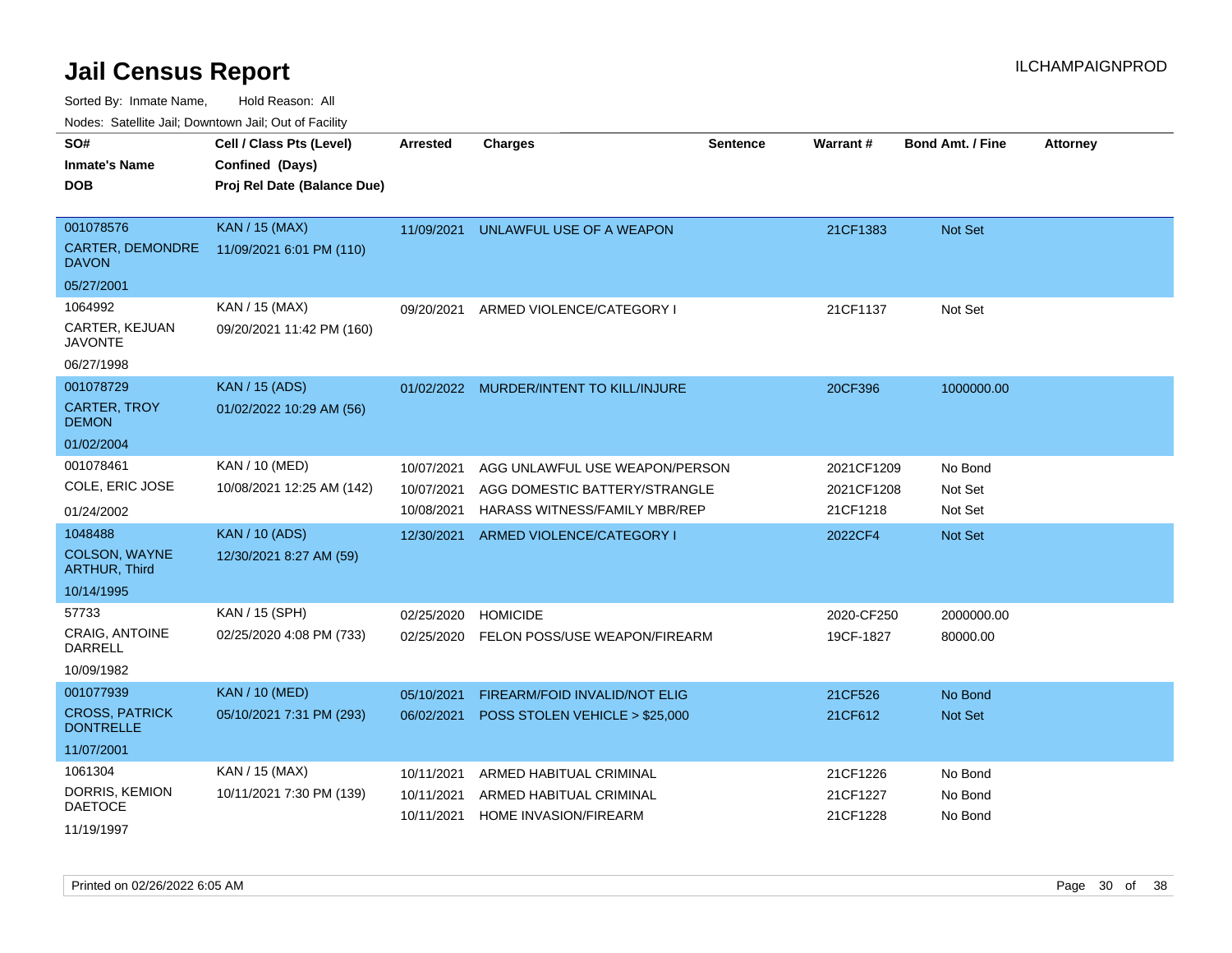# Jail Census Report

ILCHAMPAIGNPROD

Sorted By: Inmate Name, Hold Reason: All

Nodes: Satellite Jail; Downtown Jail; Out of Facility

| SO# / Inmate's Name / DOB | Cell / Class Pts (Level) / Confined (Days) / Proj Rel Date (Balance Due) | Arrested | Charges | Sentence | Warrant # | Bond Amt. / Fine | Attorney |
|---|---|---|---|---|---|---|---|
| 001078576<br>CARTER, DEMONDRE DAVON<br>05/27/2001 | KAN / 15 (MAX)<br>11/09/2021 6:01 PM (110) | 11/09/2021 | UNLAWFUL USE OF A WEAPON | | 21CF1383 | Not Set | |
| 1064992<br>CARTER, KEJUAN JAVONTE<br>06/27/1998 | KAN / 15 (MAX)<br>09/20/2021 11:42 PM (160) | 09/20/2021 | ARMED VIOLENCE/CATEGORY I | | 21CF1137 | Not Set | |
| 001078729<br>CARTER, TROY DEMON<br>01/02/2004 | KAN / 15 (ADS)<br>01/02/2022 10:29 AM (56) | 01/02/2022 | MURDER/INTENT TO KILL/INJURE | | 20CF396 | 1000000.00 | |
| 001078461<br>COLE, ERIC JOSE<br>01/24/2002 | KAN / 10 (MED)<br>10/08/2021 12:25 AM (142) | 10/07/2021<br>10/07/2021<br>10/08/2021 | AGG UNLAWFUL USE WEAPON/PERSON<br>AGG DOMESTIC BATTERY/STRANGLE<br>HARASS WITNESS/FAMILY MBR/REP | | 2021CF1209<br>2021CF1208<br>21CF1218 | No Bond<br>Not Set<br>Not Set | |
| 1048488<br>COLSON, WAYNE ARTHUR, Third<br>10/14/1995 | KAN / 10 (ADS)<br>12/30/2021 8:27 AM (59) | 12/30/2021 | ARMED VIOLENCE/CATEGORY I | | 2022CF4 | Not Set | |
| 57733<br>CRAIG, ANTOINE DARRELL<br>10/09/1982 | KAN / 15 (SPH)<br>02/25/2020 4:08 PM (733) | 02/25/2020<br>02/25/2020 | HOMICIDE<br>FELON POSS/USE WEAPON/FIREARM | | 2020-CF250<br>19CF-1827 | 2000000.00<br>80000.00 | |
| 001077939<br>CROSS, PATRICK DONTRELLE<br>11/07/2001 | KAN / 10 (MED)<br>05/10/2021 7:31 PM (293) | 05/10/2021<br>06/02/2021 | FIREARM/FOID INVALID/NOT ELIG<br>POSS STOLEN VEHICLE > $25,000 | | 21CF526<br>21CF612 | No Bond<br>Not Set | |
| 1061304<br>DORRIS, KEMION DAETOCE<br>11/19/1997 | KAN / 15 (MAX)<br>10/11/2021 7:30 PM (139) | 10/11/2021<br>10/11/2021<br>10/11/2021 | ARMED HABITUAL CRIMINAL<br>ARMED HABITUAL CRIMINAL<br>HOME INVASION/FIREARM | | 21CF1226<br>21CF1227<br>21CF1228 | No Bond<br>No Bond<br>No Bond | |

Printed on 02/26/2022 6:05 AM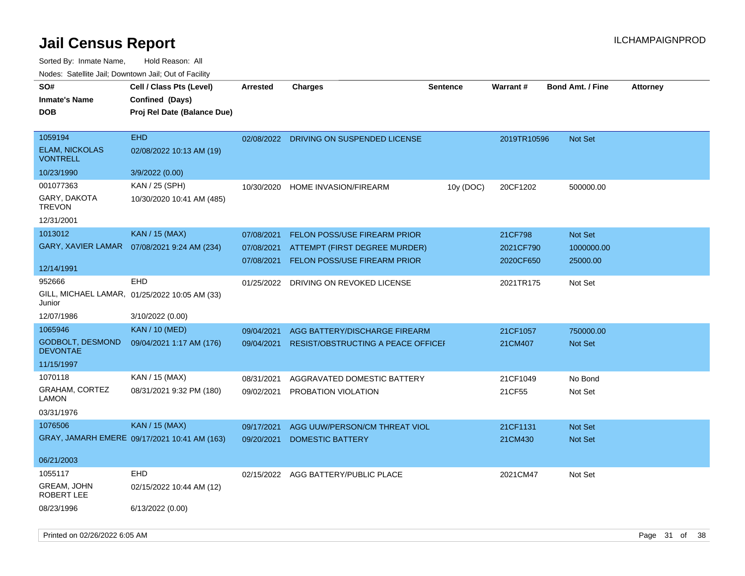# Jail Census Report

ILCHAMPAIGNPROD

Sorted By: Inmate Name, Hold Reason: All

Nodes: Satellite Jail; Downtown Jail; Out of Facility

| SO# / Inmate's Name / DOB | Cell / Class Pts (Level) / Confined (Days) / Proj Rel Date (Balance Due) | Arrested | Charges | Sentence | Warrant # | Bond Amt. / Fine | Attorney |
|---|---|---|---|---|---|---|---|
| 1059194<br>ELAM, NICKOLAS VONTRELL<br>10/23/1990 | EHD<br>02/08/2022 10:13 AM (19)<br>3/9/2022 (0.00) | 02/08/2022 | DRIVING ON SUSPENDED LICENSE | | 2019TR10596 | Not Set | |
| 001077363<br>GARY, DAKOTA TREVON<br>12/31/2001 | KAN / 25 (SPH)<br>10/30/2020 10:41 AM (485) | 10/30/2020 | HOME INVASION/FIREARM | 10y (DOC) | 20CF1202 | 500000.00 | |
| 1013012<br>GARY, XAVIER LAMAR<br>12/14/1991 | KAN / 15 (MAX)<br>07/08/2021 9:24 AM (234) | 07/08/2021 | FELON POSS/USE FIREARM PRIOR | | 21CF798 | Not Set | |
| | | 07/08/2021 | ATTEMPT (FIRST DEGREE MURDER) | | 2021CF790 | 1000000.00 | |
| | | 07/08/2021 | FELON POSS/USE FIREARM PRIOR | | 2020CF650 | 25000.00 | |
| 952666<br>GILL, MICHAEL LAMAR, Junior<br>12/07/1986 | EHD<br>01/25/2022 10:05 AM (33)<br>3/10/2022 (0.00) | 01/25/2022 | DRIVING ON REVOKED LICENSE | | 2021TR175 | Not Set | |
| 1065946<br>GODBOLT, DESMOND DEVONTAE<br>11/15/1997 | KAN / 10 (MED)<br>09/04/2021 1:17 AM (176) | 09/04/2021 | AGG BATTERY/DISCHARGE FIREARM | | 21CF1057 | 750000.00 | |
| | | 09/04/2021 | RESIST/OBSTRUCTING A PEACE OFFICEI | | 21CM407 | Not Set | |
| 1070118<br>GRAHAM, CORTEZ LAMON<br>03/31/1976 | KAN / 15 (MAX)<br>08/31/2021 9:32 PM (180) | 08/31/2021 | AGGRAVATED DOMESTIC BATTERY | | 21CF1049 | No Bond | |
| | | 09/02/2021 | PROBATION VIOLATION | | 21CF55 | Not Set | |
| 1076506<br>GRAY, JAMARH EMERE<br>06/21/2003 | KAN / 15 (MAX)<br>09/17/2021 10:41 AM (163) | 09/17/2021 | AGG UUW/PERSON/CM THREAT VIOL | | 21CF1131 | Not Set | |
| | | 09/20/2021 | DOMESTIC BATTERY | | 21CM430 | Not Set | |
| 1055117<br>GREAM, JOHN ROBERT LEE<br>08/23/1996 | EHD<br>02/15/2022 10:44 AM (12)<br>6/13/2022 (0.00) | 02/15/2022 | AGG BATTERY/PUBLIC PLACE | | 2021CM47 | Not Set | |

Printed on 02/26/2022 6:05 AM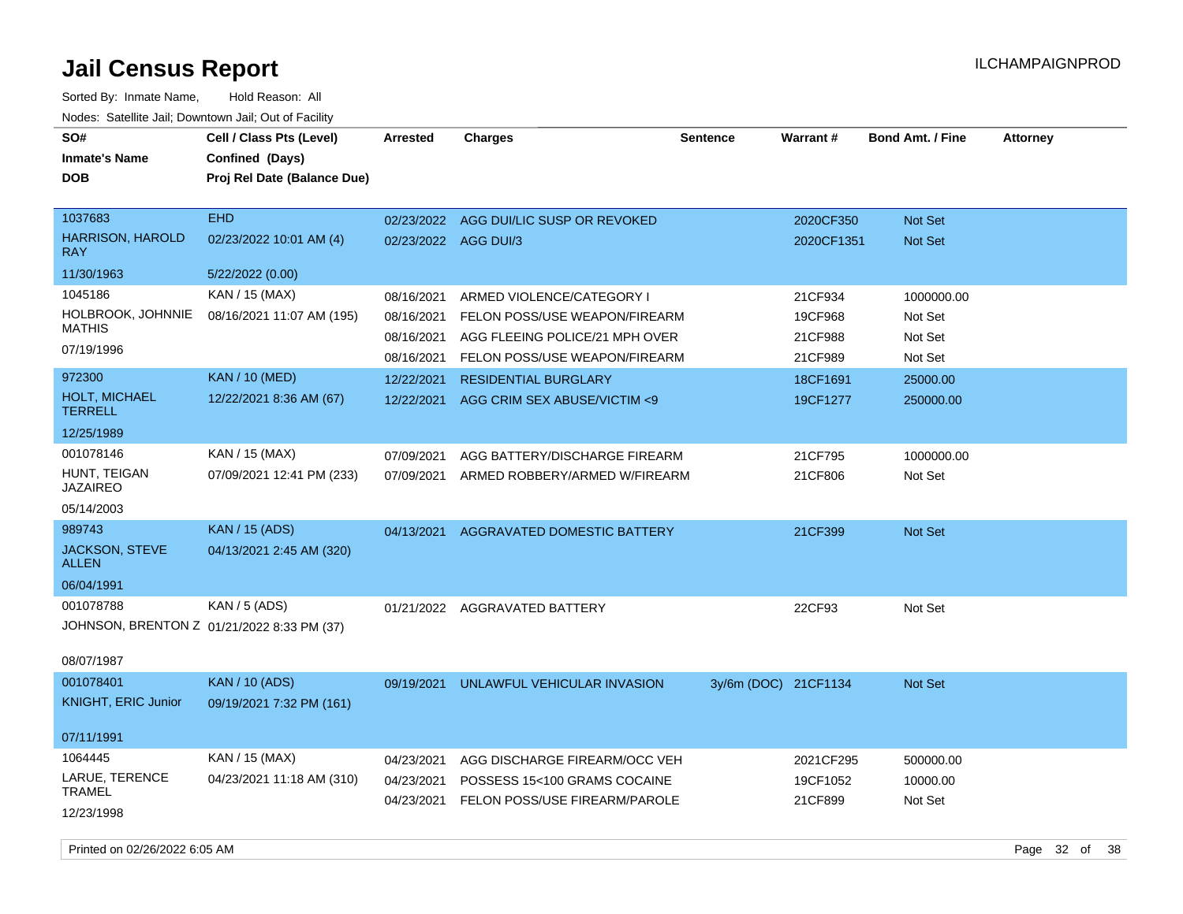# Jail Census Report

ILCHAMPAIGNPROD

Sorted By: Inmate Name, Hold Reason: All

Nodes: Satellite Jail; Downtown Jail; Out of Facility

| SO# / Inmate's Name / DOB | Cell / Class Pts (Level) / Confined (Days) / Proj Rel Date (Balance Due) | Arrested | Charges | Sentence | Warrant # | Bond Amt. / Fine | Attorney |
|---|---|---|---|---|---|---|---|
| 1037683 HARRISON, HAROLD RAY 11/30/1963 | EHD 02/23/2022 10:01 AM (4) 5/22/2022 (0.00) | 02/23/2022 | AGG DUI/LIC SUSP OR REVOKED | | 2020CF350 | Not Set | |
| | | 02/23/2022 | AGG DUI/3 | | 2020CF1351 | Not Set | |
| 1045186 HOLBROOK, JOHNNIE MATHIS 07/19/1996 | KAN / 15 (MAX) 08/16/2021 11:07 AM (195) | 08/16/2021 | ARMED VIOLENCE/CATEGORY I | | 21CF934 | 1000000.00 | |
| | | 08/16/2021 | FELON POSS/USE WEAPON/FIREARM | | 19CF968 | Not Set | |
| | | 08/16/2021 | AGG FLEEING POLICE/21 MPH OVER | | 21CF988 | Not Set | |
| | | 08/16/2021 | FELON POSS/USE WEAPON/FIREARM | | 21CF989 | Not Set | |
| 972300 HOLT, MICHAEL TERRELL 12/25/1989 | KAN / 10 (MED) 12/22/2021 8:36 AM (67) | 12/22/2021 | RESIDENTIAL BURGLARY | | 18CF1691 | 25000.00 | |
| | | 12/22/2021 | AGG CRIM SEX ABUSE/VICTIM <9 | | 19CF1277 | 250000.00 | |
| 001078146 HUNT, TEIGAN JAZAIREO 05/14/2003 | KAN / 15 (MAX) 07/09/2021 12:41 PM (233) | 07/09/2021 | AGG BATTERY/DISCHARGE FIREARM | | 21CF795 | 1000000.00 | |
| | | 07/09/2021 | ARMED ROBBERY/ARMED W/FIREARM | | 21CF806 | Not Set | |
| 989743 JACKSON, STEVE ALLEN 06/04/1991 | KAN / 15 (ADS) 04/13/2021 2:45 AM (320) | 04/13/2021 | AGGRAVATED DOMESTIC BATTERY | | 21CF399 | Not Set | |
| 001078788 JOHNSON, BRENTON Z 08/07/1987 | KAN / 5 (ADS) 01/21/2022 8:33 PM (37) | 01/21/2022 | AGGRAVATED BATTERY | | 22CF93 | Not Set | |
| 001078401 KNIGHT, ERIC Junior 07/11/1991 | KAN / 10 (ADS) 09/19/2021 7:32 PM (161) | 09/19/2021 | UNLAWFUL VEHICULAR INVASION | 3y/6m (DOC) | 21CF1134 | Not Set | |
| 1064445 LARUE, TERENCE TRAMEL 12/23/1998 | KAN / 15 (MAX) 04/23/2021 11:18 AM (310) | 04/23/2021 | AGG DISCHARGE FIREARM/OCC VEH | | 2021CF295 | 500000.00 | |
| | | 04/23/2021 | POSSESS 15<100 GRAMS COCAINE | | 19CF1052 | 10000.00 | |
| | | 04/23/2021 | FELON POSS/USE FIREARM/PAROLE | | 21CF899 | Not Set | |

Printed on 02/26/2022 6:05 AM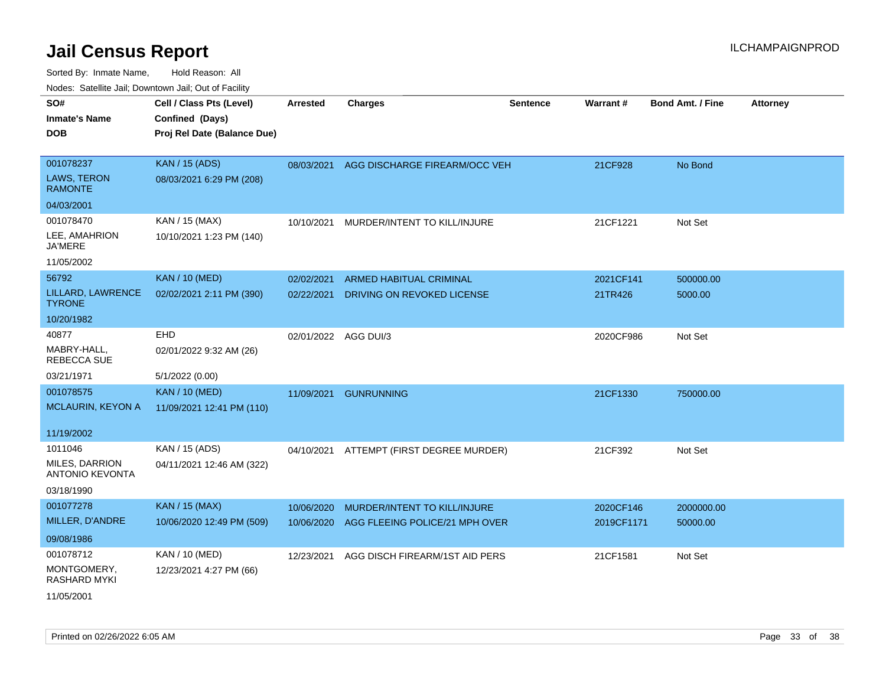# Jail Census Report

Sorted By: Inmate Name, Hold Reason: All

Nodes: Satellite Jail; Downtown Jail; Out of Facility

| SO# / Inmate's Name / DOB | Cell / Class Pts (Level) / Confined (Days) / Proj Rel Date (Balance Due) | Arrested | Charges | Sentence | Warrant # | Bond Amt. / Fine | Attorney |
|---|---|---|---|---|---|---|---|
| 001078237 LAWS, TERON RAMONTE 04/03/2001 | KAN / 15 (ADS) 08/03/2021 6:29 PM (208) | 08/03/2021 | AGG DISCHARGE FIREARM/OCC VEH | | 21CF928 | No Bond | |
| 001078470 LEE, AMAHRION JA'MERE 11/05/2002 | KAN / 15 (MAX) 10/10/2021 1:23 PM (140) | 10/10/2021 | MURDER/INTENT TO KILL/INJURE | | 21CF1221 | Not Set | |
| 56792 LILLARD, LAWRENCE TYRONE 10/20/1982 | KAN / 10 (MED) 02/02/2021 2:11 PM (390) | 02/02/2021 | ARMED HABITUAL CRIMINAL | | 2021CF141 | 500000.00 | |
| | | 02/22/2021 | DRIVING ON REVOKED LICENSE | | 21TR426 | 5000.00 | |
| 40877 MABRY-HALL, REBECCA SUE 03/21/1971 | EHD 02/01/2022 9:32 AM (26) 5/1/2022 (0.00) | 02/01/2022 | AGG DUI/3 | | 2020CF986 | Not Set | |
| 001078575 MCLAURIN, KEYON A 11/19/2002 | KAN / 10 (MED) 11/09/2021 12:41 PM (110) | 11/09/2021 | GUNRUNNING | | 21CF1330 | 750000.00 | |
| 1011046 MILES, DARRION ANTONIO KEVONTA 03/18/1990 | KAN / 15 (ADS) 04/11/2021 12:46 AM (322) | 04/10/2021 | ATTEMPT (FIRST DEGREE MURDER) | | 21CF392 | Not Set | |
| 001077278 MILLER, D'ANDRE 09/08/1986 | KAN / 15 (MAX) 10/06/2020 12:49 PM (509) | 10/06/2020 | MURDER/INTENT TO KILL/INJURE | | 2020CF146 | 2000000.00 | |
| | | 10/06/2020 | AGG FLEEING POLICE/21 MPH OVER | | 2019CF1171 | 50000.00 | |
| 001078712 MONTGOMERY, RASHARD MYKI 11/05/2001 | KAN / 10 (MED) 12/23/2021 4:27 PM (66) | 12/23/2021 | AGG DISCH FIREARM/1ST AID PERS | | 21CF1581 | Not Set | |

Printed on 02/26/2022 6:05 AM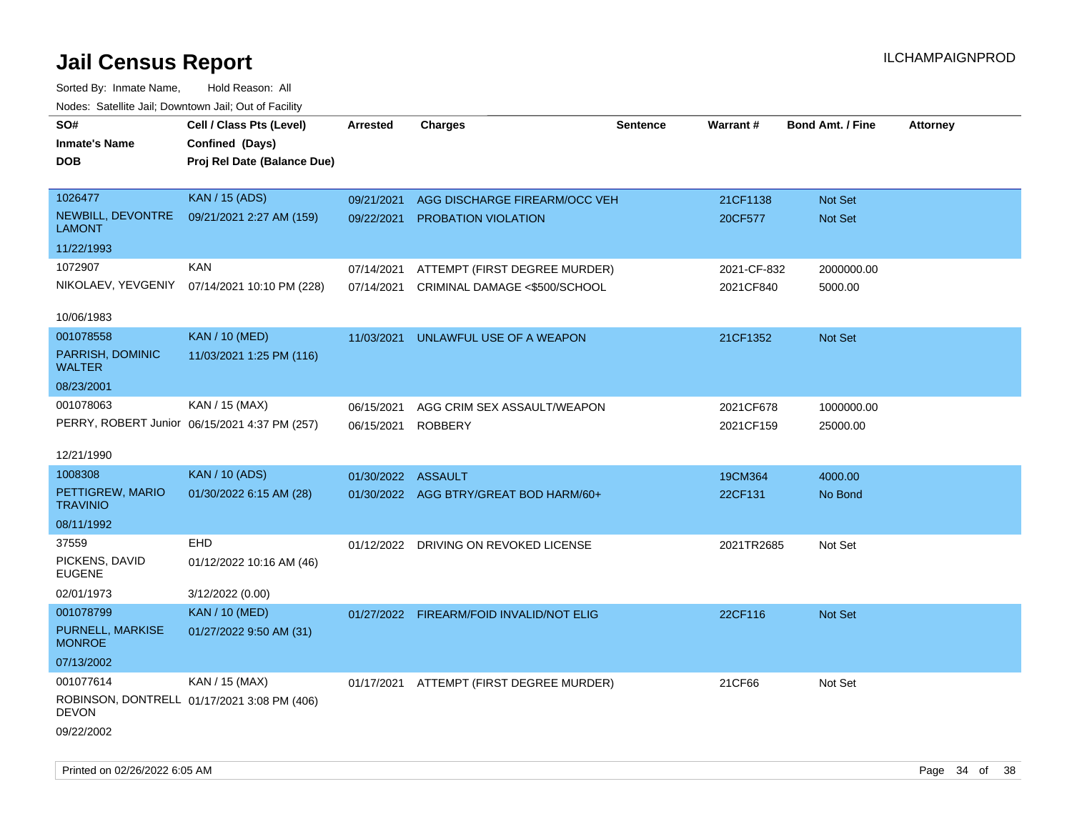# Jail Census Report

Sorted By: Inmate Name, Hold Reason: All

Nodes: Satellite Jail; Downtown Jail; Out of Facility

| SO# / Inmate's Name / DOB | Cell / Class Pts (Level) / Confined (Days) / Proj Rel Date (Balance Due) | Arrested | Charges | Sentence | Warrant # | Bond Amt. / Fine | Attorney |
|---|---|---|---|---|---|---|---|
| 1026477<br>NEWBILL, DEVONTRE LAMONT<br>11/22/1993 | KAN / 15 (ADS)<br>09/21/2021 2:27 AM (159) | 09/21/2021<br>09/22/2021 | AGG DISCHARGE FIREARM/OCC VEH<br>PROBATION VIOLATION | | 21CF1138<br>20CF577 | Not Set<br>Not Set | |
| 1072907<br>NIKOLAEV, YEVGENIY<br>10/06/1983 | KAN<br>07/14/2021 10:10 PM (228) | 07/14/2021<br>07/14/2021 | ATTEMPT (FIRST DEGREE MURDER)<br>CRIMINAL DAMAGE <$500/SCHOOL | | 2021-CF-832<br>2021CF840 | 2000000.00<br>5000.00 | |
| 001078558<br>PARRISH, DOMINIC WALTER<br>08/23/2001 | KAN / 10 (MED)<br>11/03/2021 1:25 PM (116) | 11/03/2021 | UNLAWFUL USE OF A WEAPON | | 21CF1352 | Not Set | |
| 001078063<br>PERRY, ROBERT Junior<br>12/21/1990 | KAN / 15 (MAX)<br>06/15/2021 4:37 PM (257) | 06/15/2021<br>06/15/2021 | AGG CRIM SEX ASSAULT/WEAPON<br>ROBBERY | | 2021CF678<br>2021CF159 | 1000000.00<br>25000.00 | |
| 1008308<br>PETTIGREW, MARIO TRAVINIO<br>08/11/1992 | KAN / 10 (ADS)<br>01/30/2022 6:15 AM (28) | 01/30/2022<br>01/30/2022 | ASSAULT<br>AGG BTRY/GREAT BOD HARM/60+ | | 19CM364<br>22CF131 | 4000.00<br>No Bond | |
| 37559<br>PICKENS, DAVID EUGENE<br>02/01/1973 | EHD<br>01/12/2022 10:16 AM (46)<br>3/12/2022 (0.00) | 01/12/2022 | DRIVING ON REVOKED LICENSE | | 2021TR2685 | Not Set | |
| 001078799<br>PURNELL, MARKISE MONROE<br>07/13/2002 | KAN / 10 (MED)<br>01/27/2022 9:50 AM (31) | 01/27/2022 | FIREARM/FOID INVALID/NOT ELIG | | 22CF116 | Not Set | |
| 001077614<br>ROBINSON, DONTRELL DEVON<br>09/22/2002 | KAN / 15 (MAX)<br>01/17/2021 3:08 PM (406) | 01/17/2021 | ATTEMPT (FIRST DEGREE MURDER) | | 21CF66 | Not Set | |

Printed on 02/26/2022 6:05 AM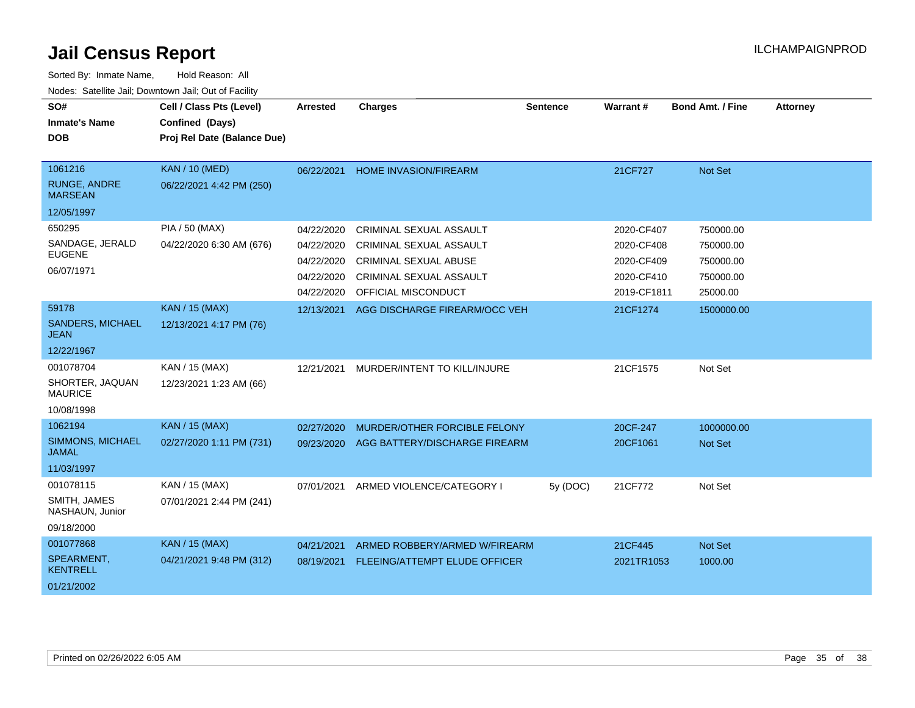# Jail Census Report

ILCHAMPAIGNPROD

Sorted By: Inmate Name, Hold Reason: All

Nodes: Satellite Jail; Downtown Jail; Out of Facility

| SO# / Inmate's Name / DOB | Cell / Class Pts (Level) / Confined (Days) / Proj Rel Date (Balance Due) | Arrested | Charges | Sentence | Warrant # | Bond Amt. / Fine | Attorney |
|---|---|---|---|---|---|---|---|
| 1061216<br>RUNGE, ANDRE MARSEAN<br>12/05/1997 | KAN / 10 (MED)<br>06/22/2021 4:42 PM (250) | 06/22/2021 | HOME INVASION/FIREARM | | 21CF727 | Not Set | |
| 650295<br>SANDAGE, JERALD EUGENE<br>06/07/1971 | PIA / 50 (MAX)<br>04/22/2020 6:30 AM (676) | 04/22/2020 | CRIMINAL SEXUAL ASSAULT | | 2020-CF407 | 750000.00 | |
| | | 04/22/2020 | CRIMINAL SEXUAL ASSAULT | | 2020-CF408 | 750000.00 | |
| | | 04/22/2020 | CRIMINAL SEXUAL ABUSE | | 2020-CF409 | 750000.00 | |
| | | 04/22/2020 | CRIMINAL SEXUAL ASSAULT | | 2020-CF410 | 750000.00 | |
| | | 04/22/2020 | OFFICIAL MISCONDUCT | | 2019-CF1811 | 25000.00 | |
| 59178<br>SANDERS, MICHAEL JEAN<br>12/22/1967 | KAN / 15 (MAX)<br>12/13/2021 4:17 PM (76) | 12/13/2021 | AGG DISCHARGE FIREARM/OCC VEH | | 21CF1274 | 1500000.00 | |
| 001078704<br>SHORTER, JAQUAN MAURICE<br>10/08/1998 | KAN / 15 (MAX)<br>12/23/2021 1:23 AM (66) | 12/21/2021 | MURDER/INTENT TO KILL/INJURE | | 21CF1575 | Not Set | |
| 1062194<br>SIMMONS, MICHAEL JAMAL<br>11/03/1997 | KAN / 15 (MAX)<br>02/27/2020 1:11 PM (731) | 02/27/2020 | MURDER/OTHER FORCIBLE FELONY | | 20CF-247 | 1000000.00 | |
| | | 09/23/2020 | AGG BATTERY/DISCHARGE FIREARM | | 20CF1061 | Not Set | |
| 001078115<br>SMITH, JAMES NASHAUN, Junior<br>09/18/2000 | KAN / 15 (MAX)<br>07/01/2021 2:44 PM (241) | 07/01/2021 | ARMED VIOLENCE/CATEGORY I | 5y (DOC) | 21CF772 | Not Set | |
| 001077868<br>SPEARMENT, KENTRELL<br>01/21/2002 | KAN / 15 (MAX)<br>04/21/2021 9:48 PM (312) | 04/21/2021 | ARMED ROBBERY/ARMED W/FIREARM | | 21CF445 | Not Set | |
| | | 08/19/2021 | FLEEING/ATTEMPT ELUDE OFFICER | | 2021TR1053 | 1000.00 | |

Printed on 02/26/2022 6:05 AM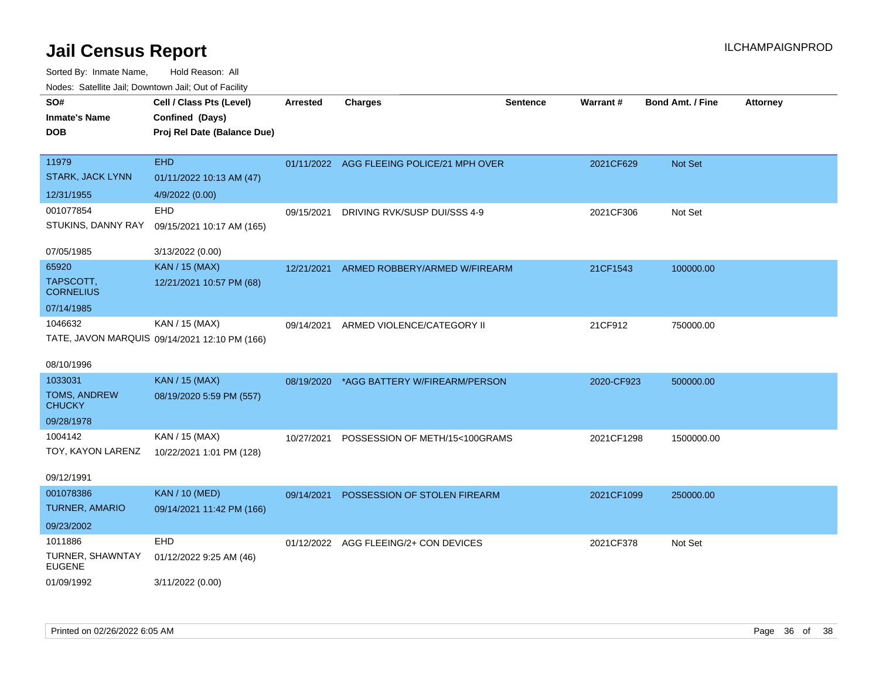# Jail Census Report

ILCHAMPAIGNPROD

Sorted By: Inmate Name, Hold Reason: All

Nodes: Satellite Jail; Downtown Jail; Out of Facility

| SO# / Inmate's Name / DOB | Cell / Class Pts (Level) / Confined (Days) / Proj Rel Date (Balance Due) | Arrested | Charges | Sentence | Warrant # | Bond Amt. / Fine | Attorney |
|---|---|---|---|---|---|---|---|
| 11979<br>STARK, JACK LYNN<br>12/31/1955 | EHD<br>01/11/2022 10:13 AM (47)<br>4/9/2022 (0.00) | 01/11/2022 | AGG FLEEING POLICE/21 MPH OVER | | 2021CF629 | Not Set | |
| 001077854<br>STUKINS, DANNY RAY<br>07/05/1985 | EHD<br>09/15/2021 10:17 AM (165)<br>3/13/2022 (0.00) | 09/15/2021 | DRIVING RVK/SUSP DUI/SSS 4-9 | | 2021CF306 | Not Set | |
| 65920<br>TAPSCOTT, CORNELIUS<br>07/14/1985 | KAN / 15 (MAX)<br>12/21/2021 10:57 PM (68) | 12/21/2021 | ARMED ROBBERY/ARMED W/FIREARM | | 21CF1543 | 100000.00 | |
| 1046632<br>TATE, JAVON MARQUIS<br>08/10/1996 | KAN / 15 (MAX)<br>09/14/2021 12:10 PM (166) | 09/14/2021 | ARMED VIOLENCE/CATEGORY II | | 21CF912 | 750000.00 | |
| 1033031<br>TOMS, ANDREW CHUCKY<br>09/28/1978 | KAN / 15 (MAX)<br>08/19/2020 5:59 PM (557) | 08/19/2020 | *AGG BATTERY W/FIREARM/PERSON | | 2020-CF923 | 500000.00 | |
| 1004142<br>TOY, KAYON LARENZ<br>09/12/1991 | KAN / 15 (MAX)<br>10/22/2021 1:01 PM (128) | 10/27/2021 | POSSESSION OF METH/15<100GRAMS | | 2021CF1298 | 1500000.00 | |
| 001078386<br>TURNER, AMARIO<br>09/23/2002 | KAN / 10 (MED)<br>09/14/2021 11:42 PM (166) | 09/14/2021 | POSSESSION OF STOLEN FIREARM | | 2021CF1099 | 250000.00 | |
| 1011886<br>TURNER, SHAWNTAY EUGENE<br>01/09/1992 | EHD<br>01/12/2022 9:25 AM (46)<br>3/11/2022 (0.00) | 01/12/2022 | AGG FLEEING/2+ CON DEVICES | | 2021CF378 | Not Set | |

Printed on 02/26/2022 6:05 AM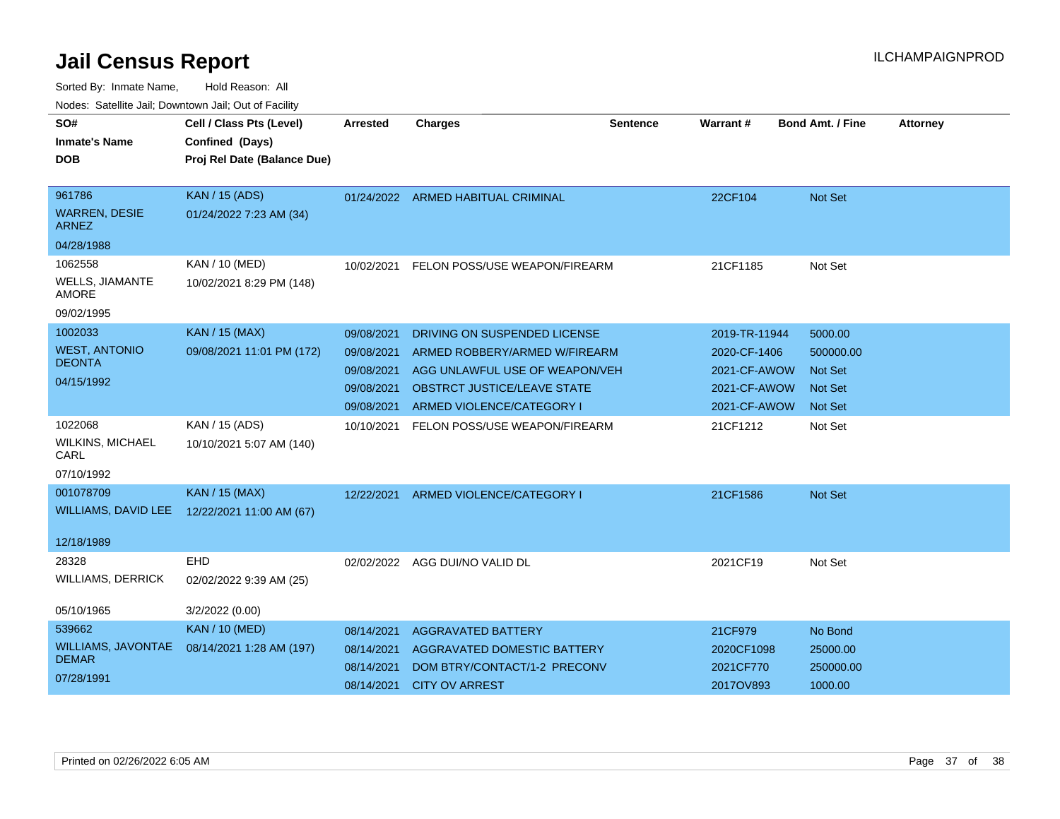# Jail Census Report

ILCHAMPAIGNPROD

Sorted By: Inmate Name, Hold Reason: All

Nodes: Satellite Jail; Downtown Jail; Out of Facility

| SO# / Inmate's Name / DOB | Cell / Class Pts (Level) / Confined (Days) / Proj Rel Date (Balance Due) | Arrested | Charges | Sentence | Warrant # | Bond Amt. / Fine | Attorney |
|---|---|---|---|---|---|---|---|
| 961786<br>WARREN, DESIE ARNEZ<br>04/28/1988 | KAN / 15 (ADS)<br>01/24/2022 7:23 AM (34) | 01/24/2022 | ARMED HABITUAL CRIMINAL | | 22CF104 | Not Set | |
| 1062558<br>WELLS, JIAMANTE AMORE<br>09/02/1995 | KAN / 10 (MED)<br>10/02/2021 8:29 PM (148) | 10/02/2021 | FELON POSS/USE WEAPON/FIREARM | | 21CF1185 | Not Set | |
| 1002033<br>WEST, ANTONIO DEONTA<br>04/15/1992 | KAN / 15 (MAX)<br>09/08/2021 11:01 PM (172) | 09/08/2021 | DRIVING ON SUSPENDED LICENSE | | 2019-TR-11944 | 5000.00 | |
| | | 09/08/2021 | ARMED ROBBERY/ARMED W/FIREARM | | 2020-CF-1406 | 500000.00 | |
| | | 09/08/2021 | AGG UNLAWFUL USE OF WEAPON/VEH | | 2021-CF-AWOW | Not Set | |
| | | 09/08/2021 | OBSTRCT JUSTICE/LEAVE STATE | | 2021-CF-AWOW | Not Set | |
| | | 09/08/2021 | ARMED VIOLENCE/CATEGORY I | | 2021-CF-AWOW | Not Set | |
| 1022068<br>WILKINS, MICHAEL CARL<br>07/10/1992 | KAN / 15 (ADS)<br>10/10/2021 5:07 AM (140) | 10/10/2021 | FELON POSS/USE WEAPON/FIREARM | | 21CF1212 | Not Set | |
| 001078709<br>WILLIAMS, DAVID LEE<br>12/18/1989 | KAN / 15 (MAX)<br>12/22/2021 11:00 AM (67) | 12/22/2021 | ARMED VIOLENCE/CATEGORY I | | 21CF1586 | Not Set | |
| 28328<br>WILLIAMS, DERRICK<br>05/10/1965 | EHD<br>02/02/2022 9:39 AM (25)<br>3/2/2022 (0.00) | 02/02/2022 | AGG DUI/NO VALID DL | | 2021CF19 | Not Set | |
| 539662<br>WILLIAMS, JAVONTAE DEMAR<br>07/28/1991 | KAN / 10 (MED)<br>08/14/2021 1:28 AM (197) | 08/14/2021 | AGGRAVATED BATTERY | | 21CF979 | No Bond | |
| | | 08/14/2021 | AGGRAVATED DOMESTIC BATTERY | | 2020CF1098 | 25000.00 | |
| | | 08/14/2021 | DOM BTRY/CONTACT/1-2 PRECONV | | 2021CF770 | 250000.00 | |
| | | 08/14/2021 | CITY OV ARREST | | 2017OV893 | 1000.00 | |

Printed on 02/26/2022 6:05 AM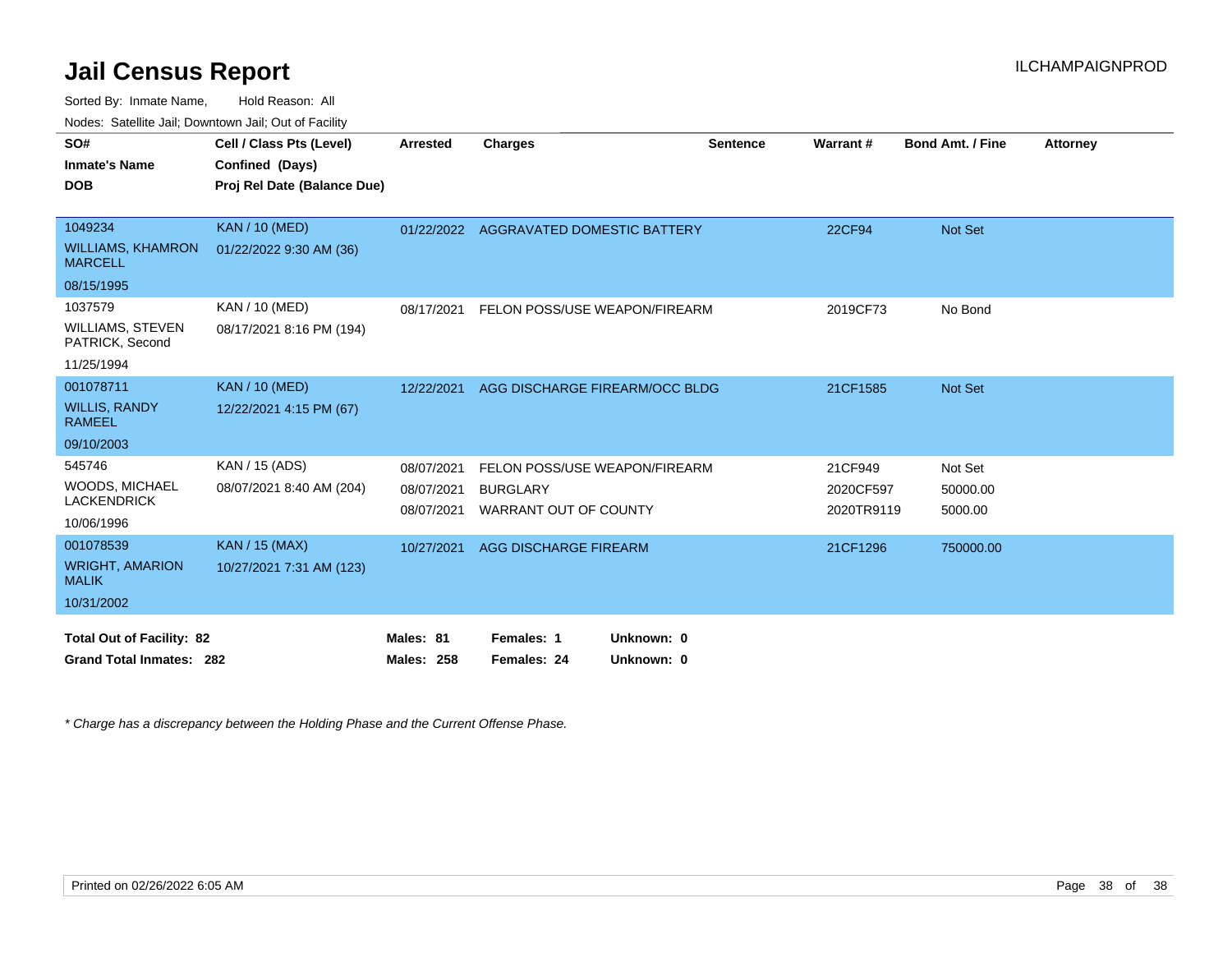# Jail Census Report

ILCHAMPAIGNPROD

Sorted By: Inmate Name, Hold Reason: All

Nodes: Satellite Jail; Downtown Jail; Out of Facility

| SO#<br>Inmate's Name<br>DOB | Cell / Class Pts (Level)<br>Confined (Days)<br>Proj Rel Date (Balance Due) | Arrested | Charges | Sentence | Warrant # | Bond Amt. / Fine | Attorney |
|---|---|---|---|---|---|---|---|
| 1049234<br>WILLIAMS, KHAMRON MARCELL<br>08/15/1995 | KAN / 10 (MED)<br>01/22/2022 9:30 AM (36) | 01/22/2022 | AGGRAVATED DOMESTIC BATTERY | | 22CF94 | Not Set | |
| 1037579<br>WILLIAMS, STEVEN PATRICK, Second<br>11/25/1994 | KAN / 10 (MED)<br>08/17/2021 8:16 PM (194) | 08/17/2021 | FELON POSS/USE WEAPON/FIREARM | | 2019CF73 | No Bond | |
| 001078711<br>WILLIS, RANDY RAMEEL<br>09/10/2003 | KAN / 10 (MED)<br>12/22/2021 4:15 PM (67) | 12/22/2021 | AGG DISCHARGE FIREARM/OCC BLDG | | 21CF1585 | Not Set | |
| 545746<br>WOODS, MICHAEL LACKENDRICK<br>10/06/1996 | KAN / 15 (ADS)<br>08/07/2021 8:40 AM (204) | 08/07/2021<br>08/07/2021<br>08/07/2021 | FELON POSS/USE WEAPON/FIREARM<br>BURGLARY<br>WARRANT OUT OF COUNTY | | 21CF949<br>2020CF597<br>2020TR9119 | Not Set<br>50000.00<br>5000.00 | |
| 001078539<br>WRIGHT, AMARION MALIK<br>10/31/2002 | KAN / 15 (MAX)<br>10/27/2021 7:31 AM (123) | 10/27/2021 | AGG DISCHARGE FIREARM | | 21CF1296 | 750000.00 | |

| | | | |
|---|---|---|---|
| **Total Out of Facility: 82** | **Males: 81** | **Females: 1** | **Unknown: 0** |
| **Grand Total Inmates: 282** | **Males: 258** | **Females: 24** | **Unknown: 0** |

*\* Charge has a discrepancy between the Holding Phase and the Current Offense Phase.*

Printed on 02/26/2022 6:05 AM